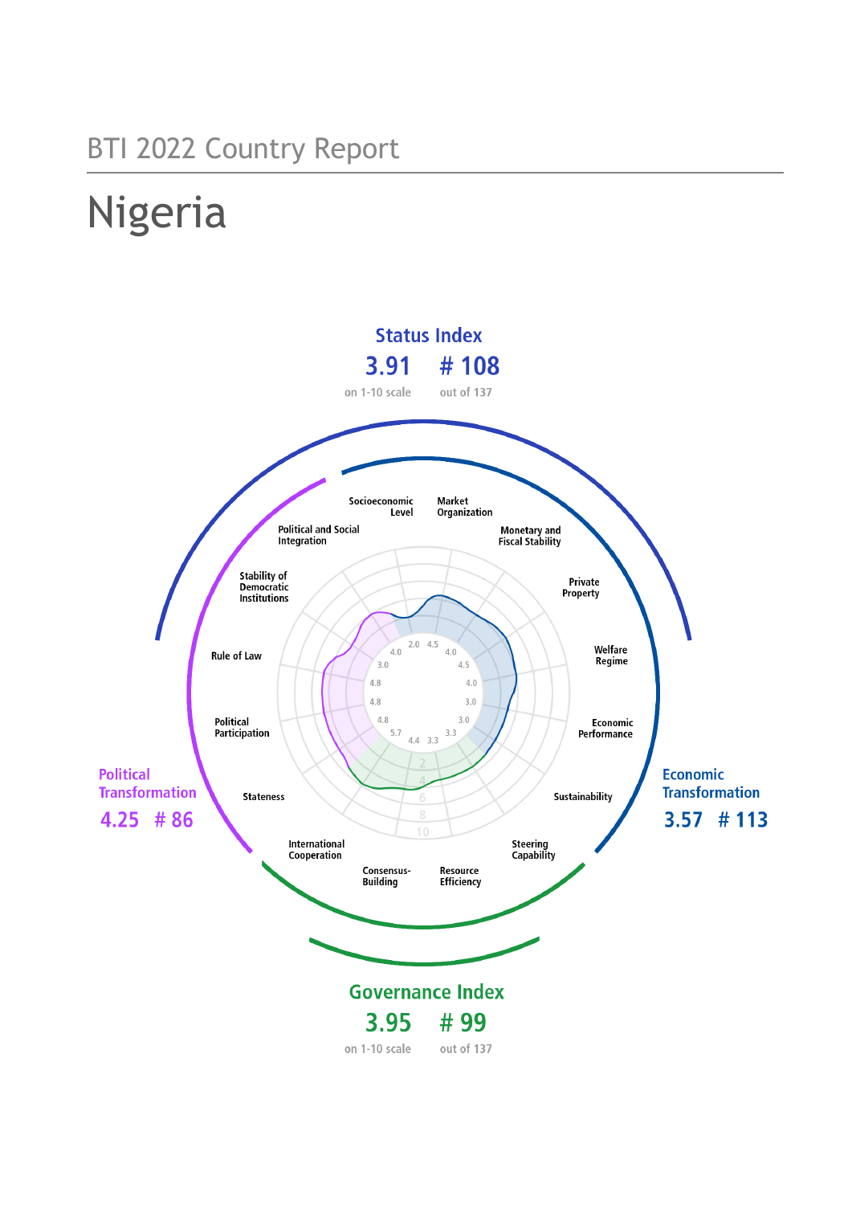BTI 2022 Country Report

# Nigeria

**Status Index**

3.91 on 1-10 scale

# 108 out of 137

**Political Transformation**

4.25 # 86

**Economic Transformation**

3.57 # 113

**Governance Index**

3.95 on 1-10 scale

# 99 out of 137

| Criterion | Score |
|---|---|
| Stateness | 5.7 |
| Political Participation | 4.8 |
| Rule of Law | 4.8 |
| Stability of Democratic Institutions | 4.8 |
| Political and Social Integration | 3.0 |
| Socioeconomic Level | 2.0 |
| Market Organization | 4.5 |
| Monetary and Fiscal Stability | 4.0 |
| Private Property | 4.5 |
| Welfare Regime | 4.0 |
| Economic Performance | 3.0 |
| Sustainability | 3.0 |
| Steering Capability | 3.3 |
| Resource Efficiency | 3.3 |
| Consensus-Building | 4.4 |
| International Cooperation | 4.0 |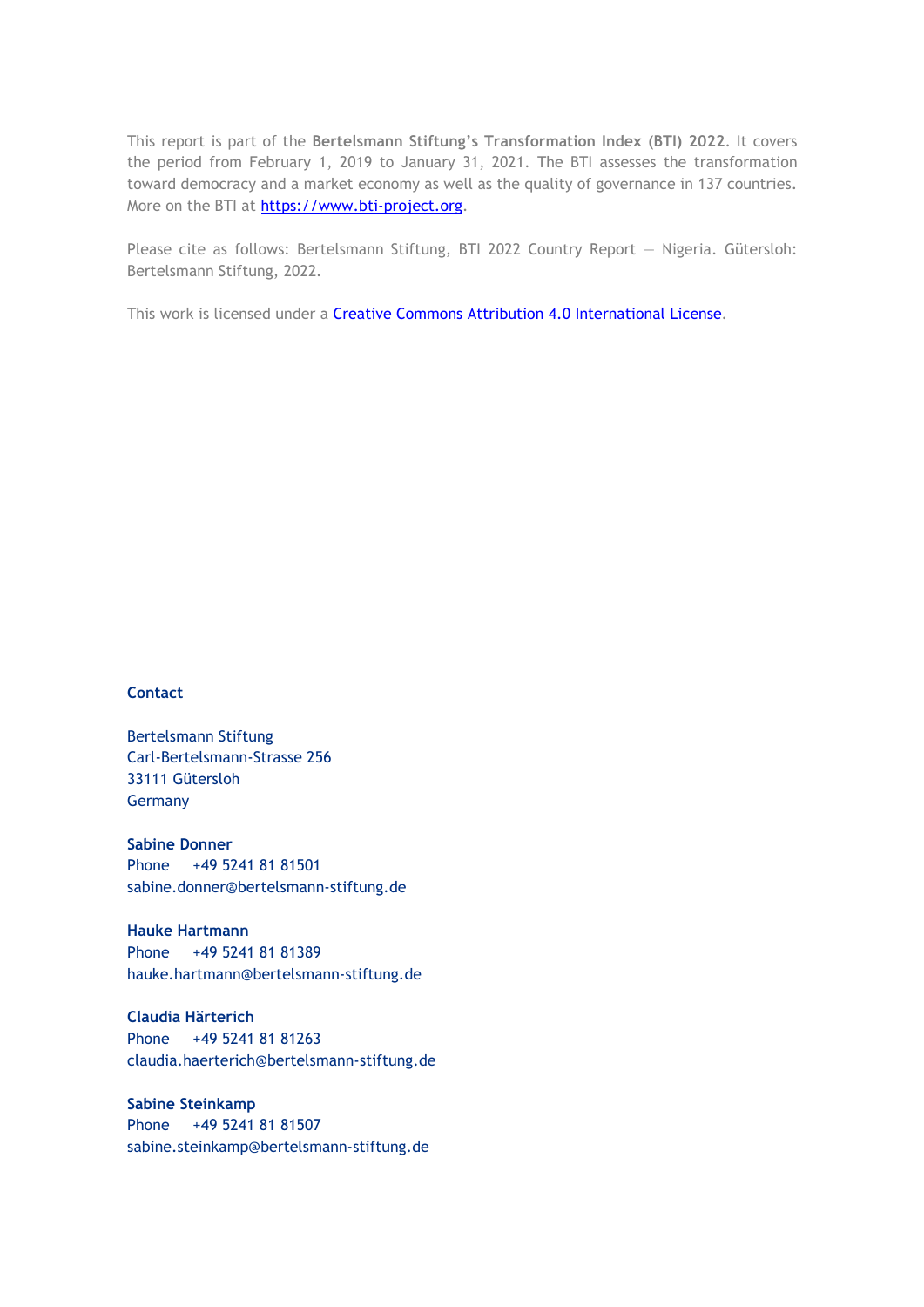This report is part of the **Bertelsmann Stiftung's Transformation Index (BTI) 2022**. It covers the period from February 1, 2019 to January 31, 2021. The BTI assesses the transformation toward democracy and a market economy as well as the quality of governance in 137 countries. More on the BTI at [https://www.bti-project.org](https://www.bti-project.org).

Please cite as follows: Bertelsmann Stiftung, BTI 2022 Country Report — Nigeria. Gütersloh: Bertelsmann Stiftung, 2022.

This work is licensed under a [Creative Commons Attribution 4.0 International License](https://creativecommons.org/licenses/by/4.0/).

**Contact**

Bertelsmann Stiftung
Carl-Bertelsmann-Strasse 256
33111 Gütersloh
Germany

**Sabine Donner**
Phone +49 5241 81 81501
sabine.donner@bertelsmann-stiftung.de

**Hauke Hartmann**
Phone +49 5241 81 81389
hauke.hartmann@bertelsmann-stiftung.de

**Claudia Härterich**
Phone +49 5241 81 81263
claudia.haerterich@bertelsmann-stiftung.de

**Sabine Steinkamp**
Phone +49 5241 81 81507
sabine.steinkamp@bertelsmann-stiftung.de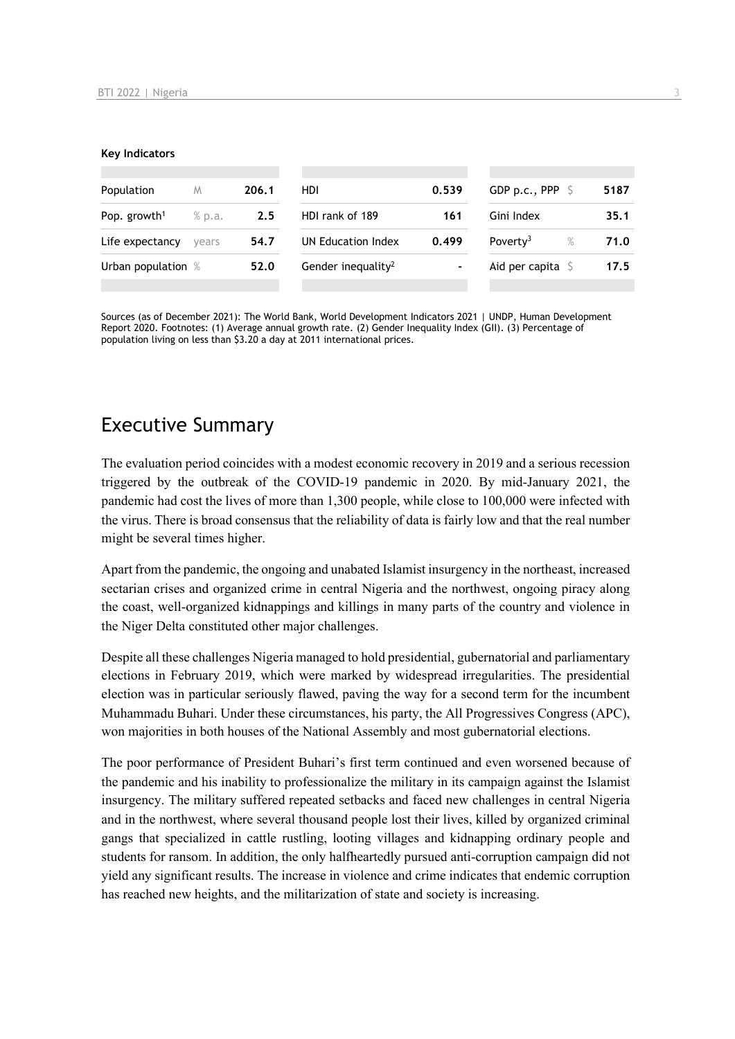**Key Indicators**

| Population | M | 206.1 | HDI | 0.539 | GDP p.c., PPP | $ | 5187 |
|---|---|---|---|---|---|---|---|
| Pop. growth[1] | % p.a. | 2.5 | HDI rank of 189 | 161 | Gini Index | | 35.1 |
| Life expectancy | years | 54.7 | UN Education Index | 0.499 | Poverty[3] | % | 71.0 |
| Urban population | % | 52.0 | Gender inequality[2] | - | Aid per capita | $ | 17.5 |

Sources (as of December 2021): The World Bank, World Development Indicators 2021 | UNDP, Human Development Report 2020. Footnotes: (1) Average annual growth rate. (2) Gender Inequality Index (GII). (3) Percentage of population living on less than $3.20 a day at 2011 international prices.

# Executive Summary

The evaluation period coincides with a modest economic recovery in 2019 and a serious recession triggered by the outbreak of the COVID-19 pandemic in 2020. By mid-January 2021, the pandemic had cost the lives of more than 1,300 people, while close to 100,000 were infected with the virus. There is broad consensus that the reliability of data is fairly low and that the real number might be several times higher.

Apart from the pandemic, the ongoing and unabated Islamist insurgency in the northeast, increased sectarian crises and organized crime in central Nigeria and the northwest, ongoing piracy along the coast, well-organized kidnappings and killings in many parts of the country and violence in the Niger Delta constituted other major challenges.

Despite all these challenges Nigeria managed to hold presidential, gubernatorial and parliamentary elections in February 2019, which were marked by widespread irregularities. The presidential election was in particular seriously flawed, paving the way for a second term for the incumbent Muhammadu Buhari. Under these circumstances, his party, the All Progressives Congress (APC), won majorities in both houses of the National Assembly and most gubernatorial elections.

The poor performance of President Buhari's first term continued and even worsened because of the pandemic and his inability to professionalize the military in its campaign against the Islamist insurgency. The military suffered repeated setbacks and faced new challenges in central Nigeria and in the northwest, where several thousand people lost their lives, killed by organized criminal gangs that specialized in cattle rustling, looting villages and kidnapping ordinary people and students for ransom. In addition, the only halfheartedly pursued anti-corruption campaign did not yield any significant results. The increase in violence and crime indicates that endemic corruption has reached new heights, and the militarization of state and society is increasing.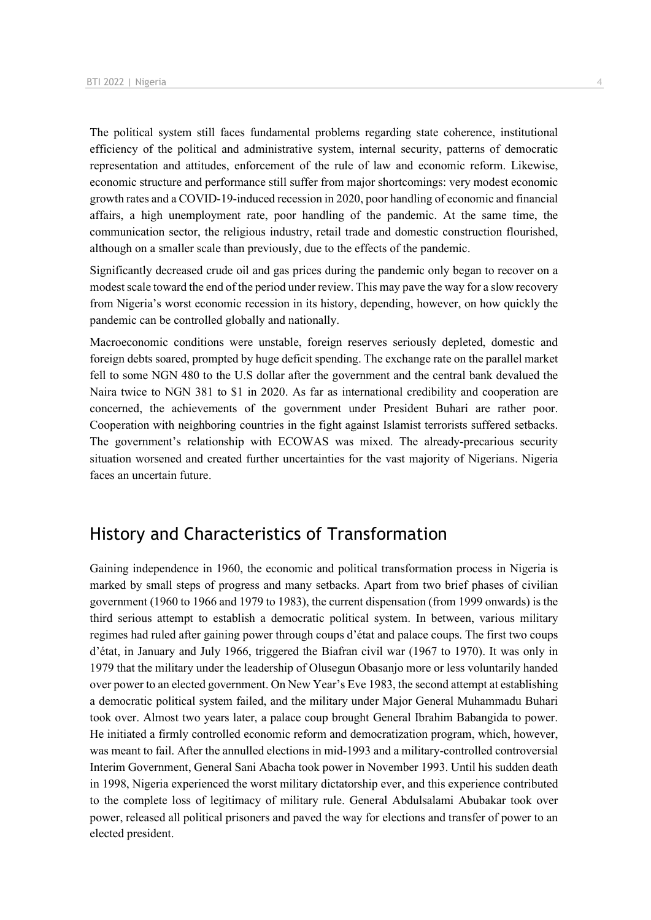The political system still faces fundamental problems regarding state coherence, institutional efficiency of the political and administrative system, internal security, patterns of democratic representation and attitudes, enforcement of the rule of law and economic reform. Likewise, economic structure and performance still suffer from major shortcomings: very modest economic growth rates and a COVID-19-induced recession in 2020, poor handling of economic and financial affairs, a high unemployment rate, poor handling of the pandemic. At the same time, the communication sector, the religious industry, retail trade and domestic construction flourished, although on a smaller scale than previously, due to the effects of the pandemic.

Significantly decreased crude oil and gas prices during the pandemic only began to recover on a modest scale toward the end of the period under review. This may pave the way for a slow recovery from Nigeria's worst economic recession in its history, depending, however, on how quickly the pandemic can be controlled globally and nationally.

Macroeconomic conditions were unstable, foreign reserves seriously depleted, domestic and foreign debts soared, prompted by huge deficit spending. The exchange rate on the parallel market fell to some NGN 480 to the U.S dollar after the government and the central bank devalued the Naira twice to NGN 381 to $1 in 2020. As far as international credibility and cooperation are concerned, the achievements of the government under President Buhari are rather poor. Cooperation with neighboring countries in the fight against Islamist terrorists suffered setbacks. The government's relationship with ECOWAS was mixed. The already-precarious security situation worsened and created further uncertainties for the vast majority of Nigerians. Nigeria faces an uncertain future.

## History and Characteristics of Transformation

Gaining independence in 1960, the economic and political transformation process in Nigeria is marked by small steps of progress and many setbacks. Apart from two brief phases of civilian government (1960 to 1966 and 1979 to 1983), the current dispensation (from 1999 onwards) is the third serious attempt to establish a democratic political system. In between, various military regimes had ruled after gaining power through coups d'état and palace coups. The first two coups d'état, in January and July 1966, triggered the Biafran civil war (1967 to 1970). It was only in 1979 that the military under the leadership of Olusegun Obasanjo more or less voluntarily handed over power to an elected government. On New Year's Eve 1983, the second attempt at establishing a democratic political system failed, and the military under Major General Muhammadu Buhari took over. Almost two years later, a palace coup brought General Ibrahim Babangida to power. He initiated a firmly controlled economic reform and democratization program, which, however, was meant to fail. After the annulled elections in mid-1993 and a military-controlled controversial Interim Government, General Sani Abacha took power in November 1993. Until his sudden death in 1998, Nigeria experienced the worst military dictatorship ever, and this experience contributed to the complete loss of legitimacy of military rule. General Abdulsalami Abubakar took over power, released all political prisoners and paved the way for elections and transfer of power to an elected president.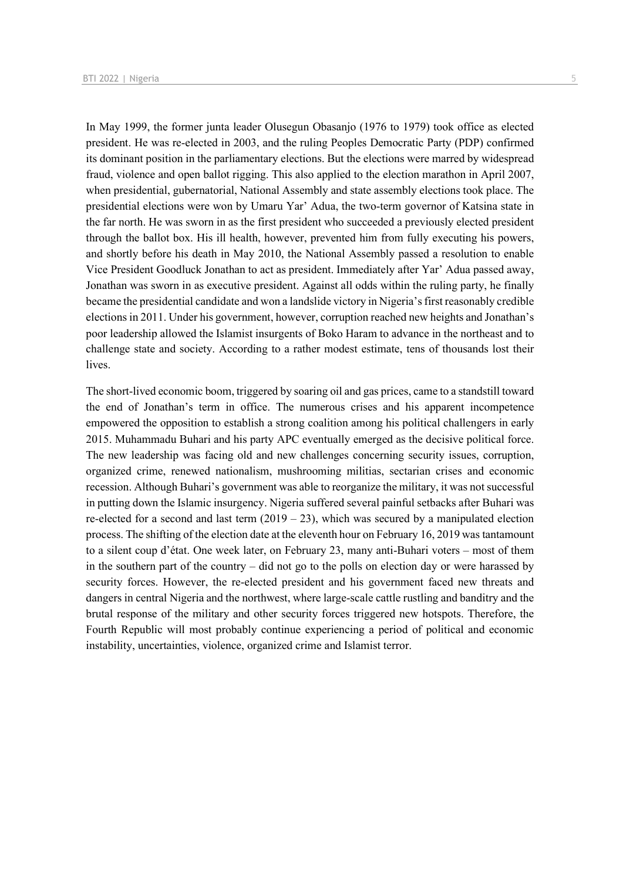In May 1999, the former junta leader Olusegun Obasanjo (1976 to 1979) took office as elected president. He was re-elected in 2003, and the ruling Peoples Democratic Party (PDP) confirmed its dominant position in the parliamentary elections. But the elections were marred by widespread fraud, violence and open ballot rigging. This also applied to the election marathon in April 2007, when presidential, gubernatorial, National Assembly and state assembly elections took place. The presidential elections were won by Umaru Yar' Adua, the two-term governor of Katsina state in the far north. He was sworn in as the first president who succeeded a previously elected president through the ballot box. His ill health, however, prevented him from fully executing his powers, and shortly before his death in May 2010, the National Assembly passed a resolution to enable Vice President Goodluck Jonathan to act as president. Immediately after Yar' Adua passed away, Jonathan was sworn in as executive president. Against all odds within the ruling party, he finally became the presidential candidate and won a landslide victory in Nigeria's first reasonably credible elections in 2011. Under his government, however, corruption reached new heights and Jonathan's poor leadership allowed the Islamist insurgents of Boko Haram to advance in the northeast and to challenge state and society. According to a rather modest estimate, tens of thousands lost their lives.

The short-lived economic boom, triggered by soaring oil and gas prices, came to a standstill toward the end of Jonathan's term in office. The numerous crises and his apparent incompetence empowered the opposition to establish a strong coalition among his political challengers in early 2015. Muhammadu Buhari and his party APC eventually emerged as the decisive political force. The new leadership was facing old and new challenges concerning security issues, corruption, organized crime, renewed nationalism, mushrooming militias, sectarian crises and economic recession. Although Buhari's government was able to reorganize the military, it was not successful in putting down the Islamic insurgency. Nigeria suffered several painful setbacks after Buhari was re-elected for a second and last term (2019 – 23), which was secured by a manipulated election process. The shifting of the election date at the eleventh hour on February 16, 2019 was tantamount to a silent coup d'état. One week later, on February 23, many anti-Buhari voters – most of them in the southern part of the country – did not go to the polls on election day or were harassed by security forces. However, the re-elected president and his government faced new threats and dangers in central Nigeria and the northwest, where large-scale cattle rustling and banditry and the brutal response of the military and other security forces triggered new hotspots. Therefore, the Fourth Republic will most probably continue experiencing a period of political and economic instability, uncertainties, violence, organized crime and Islamist terror.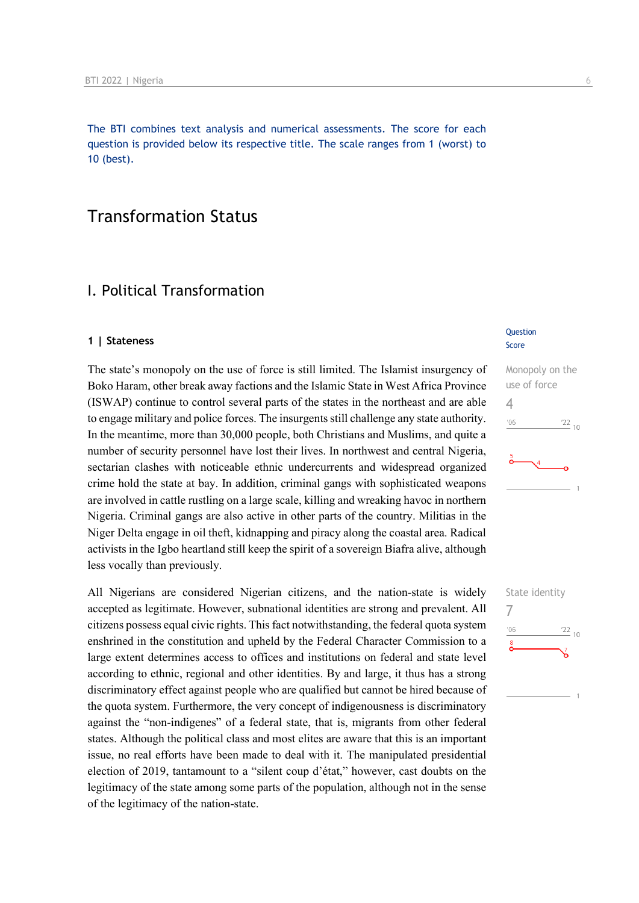The BTI combines text analysis and numerical assessments. The score for each question is provided below its respective title. The scale ranges from 1 (worst) to 10 (best).

# Transformation Status

## I. Political Transformation

### 1 | Stateness

Question Score

**Monopoly on the use of force**
4

The state's monopoly on the use of force is still limited. The Islamist insurgency of Boko Haram, other break away factions and the Islamic State in West Africa Province (ISWAP) continue to control several parts of the states in the northeast and are able to engage military and police forces. The insurgents still challenge any state authority. In the meantime, more than 30,000 people, both Christians and Muslims, and quite a number of security personnel have lost their lives. In northwest and central Nigeria, sectarian clashes with noticeable ethnic undercurrents and widespread organized crime hold the state at bay. In addition, criminal gangs with sophisticated weapons are involved in cattle rustling on a large scale, killing and wreaking havoc in northern Nigeria. Criminal gangs are also active in other parts of the country. Militias in the Niger Delta engage in oil theft, kidnapping and piracy along the coastal area. Radical activists in the Igbo heartland still keep the spirit of a sovereign Biafra alive, although less vocally than previously.

**State identity**
7

All Nigerians are considered Nigerian citizens, and the nation-state is widely accepted as legitimate. However, subnational identities are strong and prevalent. All citizens possess equal civic rights. This fact notwithstanding, the federal quota system enshrined in the constitution and upheld by the Federal Character Commission to a large extent determines access to offices and institutions on federal and state level according to ethnic, regional and other identities. By and large, it thus has a strong discriminatory effect against people who are qualified but cannot be hired because of the quota system. Furthermore, the very concept of indigenousness is discriminatory against the "non-indigenes" of a federal state, that is, migrants from other federal states. Although the political class and most elites are aware that this is an important issue, no real efforts have been made to deal with it. The manipulated presidential election of 2019, tantamount to a "silent coup d'état," however, cast doubts on the legitimacy of the state among some parts of the population, although not in the sense of the legitimacy of the nation-state.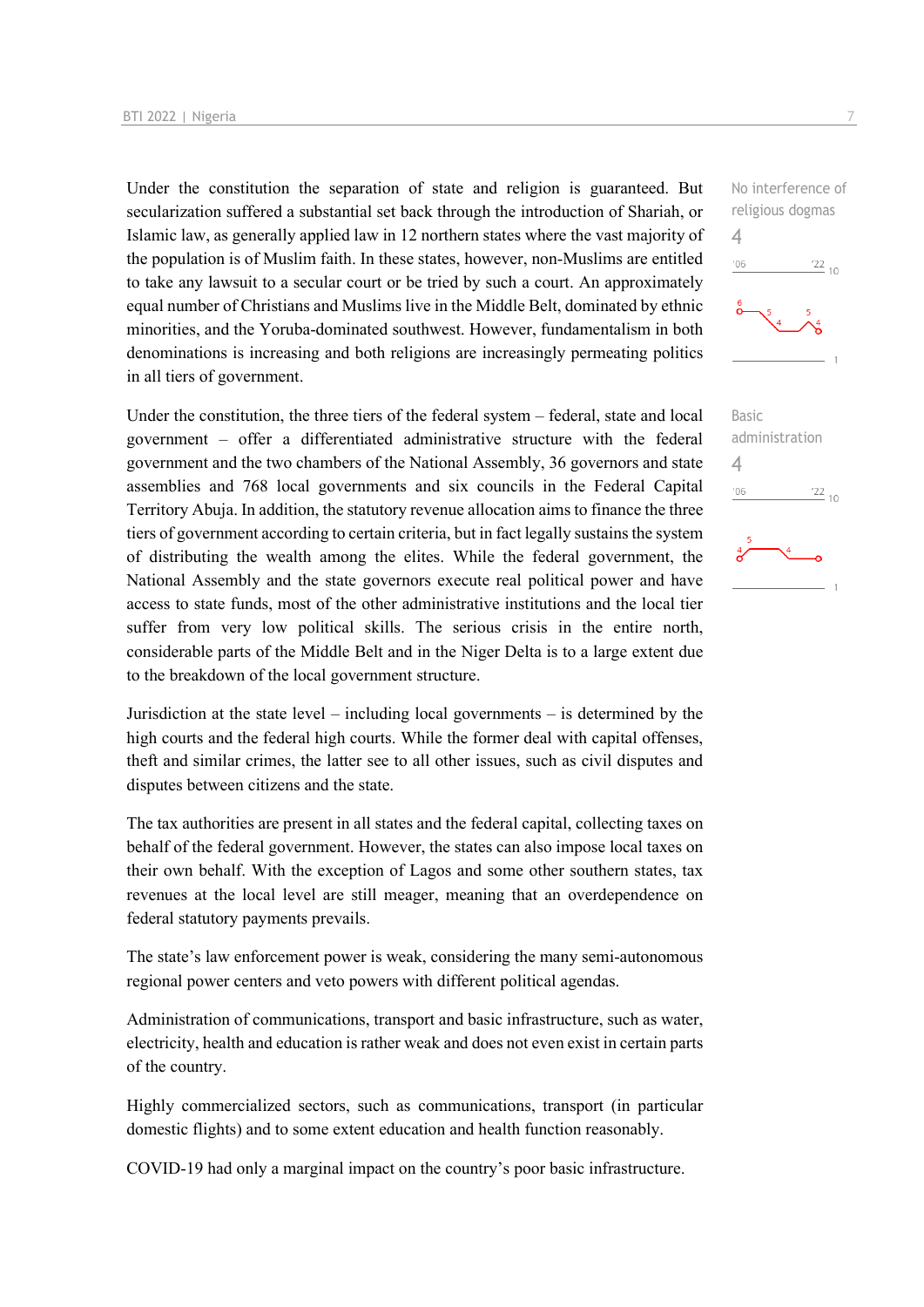Under the constitution the separation of state and religion is guaranteed. But secularization suffered a substantial set back through the introduction of Shariah, or Islamic law, as generally applied law in 12 northern states where the vast majority of the population is of Muslim faith. In these states, however, non-Muslims are entitled to take any lawsuit to a secular court or be tried by such a court. An approximately equal number of Christians and Muslims live in the Middle Belt, dominated by ethnic minorities, and the Yoruba-dominated southwest. However, fundamentalism in both denominations is increasing and both religions are increasingly permeating politics in all tiers of government.

No interference of religious dogmas
4

Under the constitution, the three tiers of the federal system – federal, state and local government – offer a differentiated administrative structure with the federal government and the two chambers of the National Assembly, 36 governors and state assemblies and 768 local governments and six councils in the Federal Capital Territory Abuja. In addition, the statutory revenue allocation aims to finance the three tiers of government according to certain criteria, but in fact legally sustains the system of distributing the wealth among the elites. While the federal government, the National Assembly and the state governors execute real political power and have access to state funds, most of the other administrative institutions and the local tier suffer from very low political skills. The serious crisis in the entire north, considerable parts of the Middle Belt and in the Niger Delta is to a large extent due to the breakdown of the local government structure.

Basic administration
4

Jurisdiction at the state level – including local governments – is determined by the high courts and the federal high courts. While the former deal with capital offenses, theft and similar crimes, the latter see to all other issues, such as civil disputes and disputes between citizens and the state.

The tax authorities are present in all states and the federal capital, collecting taxes on behalf of the federal government. However, the states can also impose local taxes on their own behalf. With the exception of Lagos and some other southern states, tax revenues at the local level are still meager, meaning that an overdependence on federal statutory payments prevails.

The state's law enforcement power is weak, considering the many semi-autonomous regional power centers and veto powers with different political agendas.

Administration of communications, transport and basic infrastructure, such as water, electricity, health and education is rather weak and does not even exist in certain parts of the country.

Highly commercialized sectors, such as communications, transport (in particular domestic flights) and to some extent education and health function reasonably.

COVID-19 had only a marginal impact on the country's poor basic infrastructure.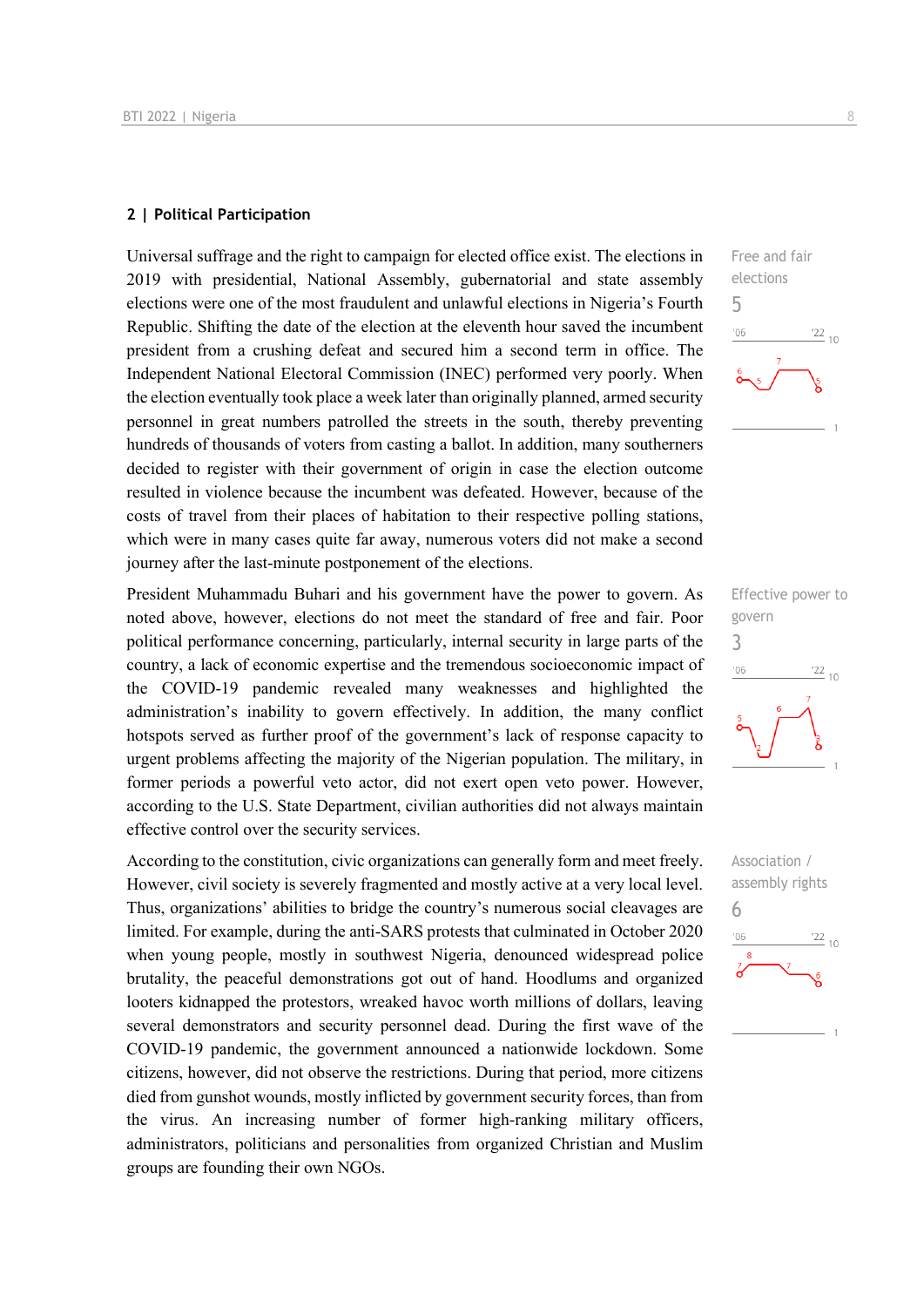## 2 | Political Participation

Universal suffrage and the right to campaign for elected office exist. The elections in 2019 with presidential, National Assembly, gubernatorial and state assembly elections were one of the most fraudulent and unlawful elections in Nigeria's Fourth Republic. Shifting the date of the election at the eleventh hour saved the incumbent president from a crushing defeat and secured him a second term in office. The Independent National Electoral Commission (INEC) performed very poorly. When the election eventually took place a week later than originally planned, armed security personnel in great numbers patrolled the streets in the south, thereby preventing hundreds of thousands of voters from casting a ballot. In addition, many southerners decided to register with their government of origin in case the election outcome resulted in violence because the incumbent was defeated. However, because of the costs of travel from their places of habitation to their respective polling stations, which were in many cases quite far away, numerous voters did not make a second journey after the last-minute postponement of the elections.

Free and fair elections
5

President Muhammadu Buhari and his government have the power to govern. As noted above, however, elections do not meet the standard of free and fair. Poor political performance concerning, particularly, internal security in large parts of the country, a lack of economic expertise and the tremendous socioeconomic impact of the COVID-19 pandemic revealed many weaknesses and highlighted the administration's inability to govern effectively. In addition, the many conflict hotspots served as further proof of the government's lack of response capacity to urgent problems affecting the majority of the Nigerian population. The military, in former periods a powerful veto actor, did not exert open veto power. However, according to the U.S. State Department, civilian authorities did not always maintain effective control over the security services.

Effective power to govern
3

According to the constitution, civic organizations can generally form and meet freely. However, civil society is severely fragmented and mostly active at a very local level. Thus, organizations' abilities to bridge the country's numerous social cleavages are limited. For example, during the anti-SARS protests that culminated in October 2020 when young people, mostly in southwest Nigeria, denounced widespread police brutality, the peaceful demonstrations got out of hand. Hoodlums and organized looters kidnapped the protestors, wreaked havoc worth millions of dollars, leaving several demonstrators and security personnel dead. During the first wave of the COVID-19 pandemic, the government announced a nationwide lockdown. Some citizens, however, did not observe the restrictions. During that period, more citizens died from gunshot wounds, mostly inflicted by government security forces, than from the virus. An increasing number of former high-ranking military officers, administrators, politicians and personalities from organized Christian and Muslim groups are founding their own NGOs.

Association / assembly rights
6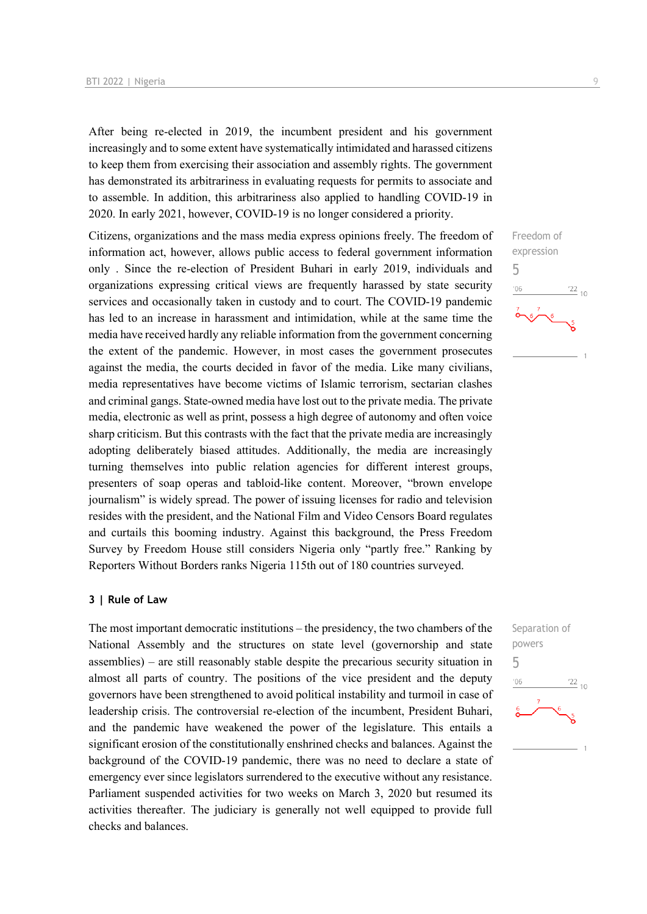After being re-elected in 2019, the incumbent president and his government increasingly and to some extent have systematically intimidated and harassed citizens to keep them from exercising their association and assembly rights. The government has demonstrated its arbitrariness in evaluating requests for permits to associate and to assemble. In addition, this arbitrariness also applied to handling COVID-19 in 2020. In early 2021, however, COVID-19 is no longer considered a priority.

Freedom of expression
5

Citizens, organizations and the mass media express opinions freely. The freedom of information act, however, allows public access to federal government information only . Since the re-election of President Buhari in early 2019, individuals and organizations expressing critical views are frequently harassed by state security services and occasionally taken in custody and to court. The COVID-19 pandemic has led to an increase in harassment and intimidation, while at the same time the media have received hardly any reliable information from the government concerning the extent of the pandemic. However, in most cases the government prosecutes against the media, the courts decided in favor of the media. Like many civilians, media representatives have become victims of Islamic terrorism, sectarian clashes and criminal gangs. State-owned media have lost out to the private media. The private media, electronic as well as print, possess a high degree of autonomy and often voice sharp criticism. But this contrasts with the fact that the private media are increasingly adopting deliberately biased attitudes. Additionally, the media are increasingly turning themselves into public relation agencies for different interest groups, presenters of soap operas and tabloid-like content. Moreover, "brown envelope journalism" is widely spread. The power of issuing licenses for radio and television resides with the president, and the National Film and Video Censors Board regulates and curtails this booming industry. Against this background, the Press Freedom Survey by Freedom House still considers Nigeria only "partly free." Ranking by Reporters Without Borders ranks Nigeria 115th out of 180 countries surveyed.

## 3 | Rule of Law

Separation of powers
5

The most important democratic institutions – the presidency, the two chambers of the National Assembly and the structures on state level (governorship and state assemblies) – are still reasonably stable despite the precarious security situation in almost all parts of country. The positions of the vice president and the deputy governors have been strengthened to avoid political instability and turmoil in case of leadership crisis. The controversial re-election of the incumbent, President Buhari, and the pandemic have weakened the power of the legislature. This entails a significant erosion of the constitutionally enshrined checks and balances. Against the background of the COVID-19 pandemic, there was no need to declare a state of emergency ever since legislators surrendered to the executive without any resistance. Parliament suspended activities for two weeks on March 3, 2020 but resumed its activities thereafter. The judiciary is generally not well equipped to provide full checks and balances.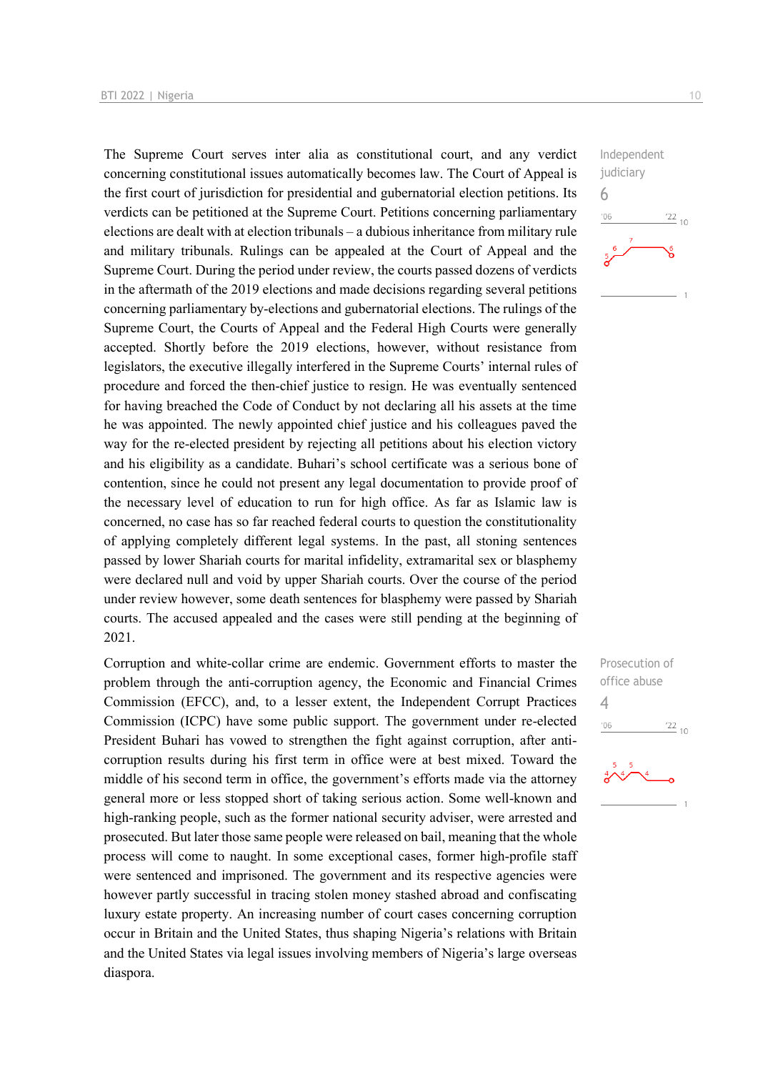Independent judiciary

6

The Supreme Court serves inter alia as constitutional court, and any verdict concerning constitutional issues automatically becomes law. The Court of Appeal is the first court of jurisdiction for presidential and gubernatorial election petitions. Its verdicts can be petitioned at the Supreme Court. Petitions concerning parliamentary elections are dealt with at election tribunals – a dubious inheritance from military rule and military tribunals. Rulings can be appealed at the Court of Appeal and the Supreme Court. During the period under review, the courts passed dozens of verdicts in the aftermath of the 2019 elections and made decisions regarding several petitions concerning parliamentary by-elections and gubernatorial elections. The rulings of the Supreme Court, the Courts of Appeal and the Federal High Courts were generally accepted. Shortly before the 2019 elections, however, without resistance from legislators, the executive illegally interfered in the Supreme Courts' internal rules of procedure and forced the then-chief justice to resign. He was eventually sentenced for having breached the Code of Conduct by not declaring all his assets at the time he was appointed. The newly appointed chief justice and his colleagues paved the way for the re-elected president by rejecting all petitions about his election victory and his eligibility as a candidate. Buhari's school certificate was a serious bone of contention, since he could not present any legal documentation to provide proof of the necessary level of education to run for high office. As far as Islamic law is concerned, no case has so far reached federal courts to question the constitutionality of applying completely different legal systems. In the past, all stoning sentences passed by lower Shariah courts for marital infidelity, extramarital sex or blasphemy were declared null and void by upper Shariah courts. Over the course of the period under review however, some death sentences for blasphemy were passed by Shariah courts. The accused appealed and the cases were still pending at the beginning of 2021.

Prosecution of office abuse

4

Corruption and white-collar crime are endemic. Government efforts to master the problem through the anti-corruption agency, the Economic and Financial Crimes Commission (EFCC), and, to a lesser extent, the Independent Corrupt Practices Commission (ICPC) have some public support. The government under re-elected President Buhari has vowed to strengthen the fight against corruption, after anti-corruption results during his first term in office were at best mixed. Toward the middle of his second term in office, the government's efforts made via the attorney general more or less stopped short of taking serious action. Some well-known and high-ranking people, such as the former national security adviser, were arrested and prosecuted. But later those same people were released on bail, meaning that the whole process will come to naught. In some exceptional cases, former high-profile staff were sentenced and imprisoned. The government and its respective agencies were however partly successful in tracing stolen money stashed abroad and confiscating luxury estate property. An increasing number of court cases concerning corruption occur in Britain and the United States, thus shaping Nigeria's relations with Britain and the United States via legal issues involving members of Nigeria's large overseas diaspora.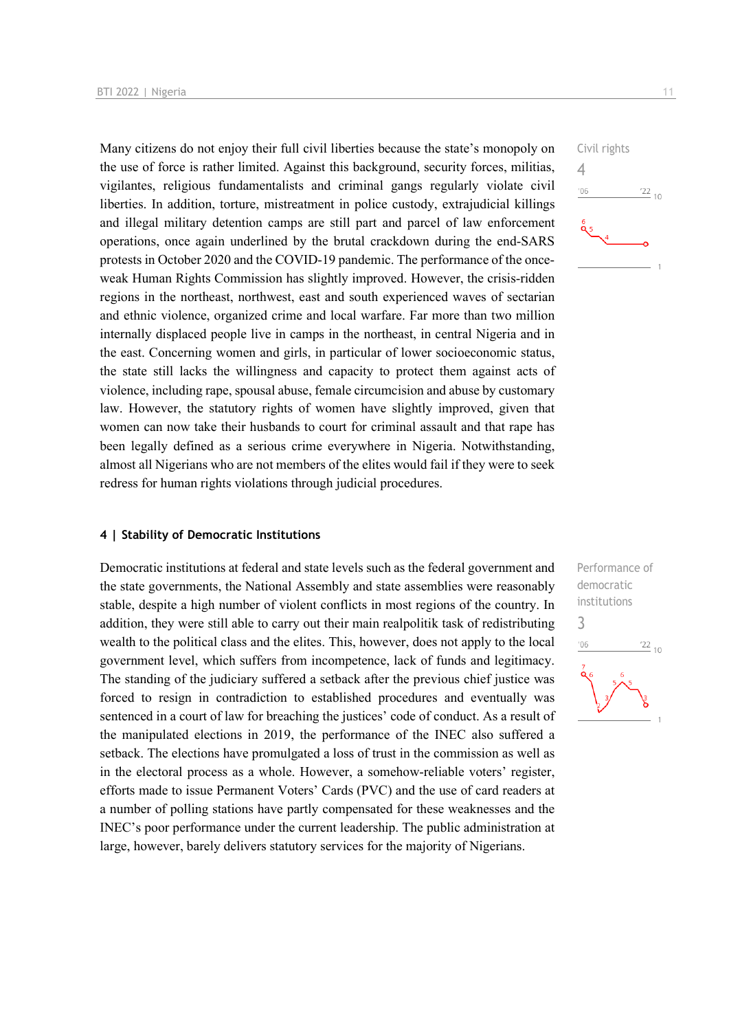Many citizens do not enjoy their full civil liberties because the state's monopoly on the use of force is rather limited. Against this background, security forces, militias, vigilantes, religious fundamentalists and criminal gangs regularly violate civil liberties. In addition, torture, mistreatment in police custody, extrajudicial killings and illegal military detention camps are still part and parcel of law enforcement operations, once again underlined by the brutal crackdown during the end-SARS protests in October 2020 and the COVID-19 pandemic. The performance of the once-weak Human Rights Commission has slightly improved. However, the crisis-ridden regions in the northeast, northwest, east and south experienced waves of sectarian and ethnic violence, organized crime and local warfare. Far more than two million internally displaced people live in camps in the northeast, in central Nigeria and in the east. Concerning women and girls, in particular of lower socioeconomic status, the state still lacks the willingness and capacity to protect them against acts of violence, including rape, spousal abuse, female circumcision and abuse by customary law. However, the statutory rights of women have slightly improved, given that women can now take their husbands to court for criminal assault and that rape has been legally defined as a serious crime everywhere in Nigeria. Notwithstanding, almost all Nigerians who are not members of the elites would fail if they were to seek redress for human rights violations through judicial procedures.

Civil rights
4

## 4 | Stability of Democratic Institutions

Democratic institutions at federal and state levels such as the federal government and the state governments, the National Assembly and state assemblies were reasonably stable, despite a high number of violent conflicts in most regions of the country. In addition, they were still able to carry out their main realpolitik task of redistributing wealth to the political class and the elites. This, however, does not apply to the local government level, which suffers from incompetence, lack of funds and legitimacy. The standing of the judiciary suffered a setback after the previous chief justice was forced to resign in contradiction to established procedures and eventually was sentenced in a court of law for breaching the justices' code of conduct. As a result of the manipulated elections in 2019, the performance of the INEC also suffered a setback. The elections have promulgated a loss of trust in the commission as well as in the electoral process as a whole. However, a somehow-reliable voters' register, efforts made to issue Permanent Voters' Cards (PVC) and the use of card readers at a number of polling stations have partly compensated for these weaknesses and the INEC's poor performance under the current leadership. The public administration at large, however, barely delivers statutory services for the majority of Nigerians.

Performance of democratic institutions
3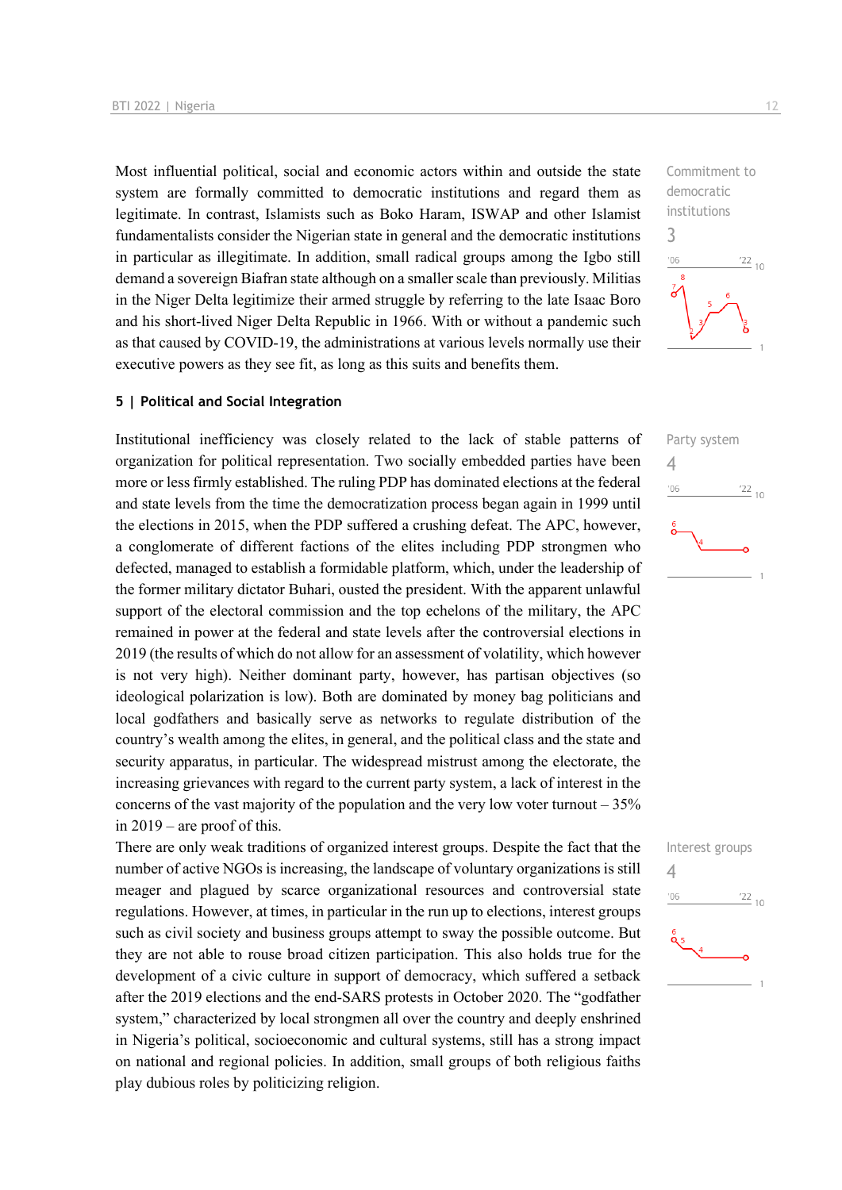Most influential political, social and economic actors within and outside the state system are formally committed to democratic institutions and regard them as legitimate. In contrast, Islamists such as Boko Haram, ISWAP and other Islamist fundamentalists consider the Nigerian state in general and the democratic institutions in particular as illegitimate. In addition, small radical groups among the Igbo still demand a sovereign Biafran state although on a smaller scale than previously. Militias in the Niger Delta legitimize their armed struggle by referring to the late Isaac Boro and his short-lived Niger Delta Republic in 1966. With or without a pandemic such as that caused by COVID-19, the administrations at various levels normally use their executive powers as they see fit, as long as this suits and benefits them.

Commitment to democratic institutions
3

## 5 | Political and Social Integration

Institutional inefficiency was closely related to the lack of stable patterns of organization for political representation. Two socially embedded parties have been more or less firmly established. The ruling PDP has dominated elections at the federal and state levels from the time the democratization process began again in 1999 until the elections in 2015, when the PDP suffered a crushing defeat. The APC, however, a conglomerate of different factions of the elites including PDP strongmen who defected, managed to establish a formidable platform, which, under the leadership of the former military dictator Buhari, ousted the president. With the apparent unlawful support of the electoral commission and the top echelons of the military, the APC remained in power at the federal and state levels after the controversial elections in 2019 (the results of which do not allow for an assessment of volatility, which however is not very high). Neither dominant party, however, has partisan objectives (so ideological polarization is low). Both are dominated by money bag politicians and local godfathers and basically serve as networks to regulate distribution of the country's wealth among the elites, in general, and the political class and the state and security apparatus, in particular. The widespread mistrust among the electorate, the increasing grievances with regard to the current party system, a lack of interest in the concerns of the vast majority of the population and the very low voter turnout – 35% in 2019 – are proof of this.

Party system
4

There are only weak traditions of organized interest groups. Despite the fact that the number of active NGOs is increasing, the landscape of voluntary organizations is still meager and plagued by scarce organizational resources and controversial state regulations. However, at times, in particular in the run up to elections, interest groups such as civil society and business groups attempt to sway the possible outcome. But they are not able to rouse broad citizen participation. This also holds true for the development of a civic culture in support of democracy, which suffered a setback after the 2019 elections and the end-SARS protests in October 2020. The "godfather system," characterized by local strongmen all over the country and deeply enshrined in Nigeria's political, socioeconomic and cultural systems, still has a strong impact on national and regional policies. In addition, small groups of both religious faiths play dubious roles by politicizing religion.

Interest groups
4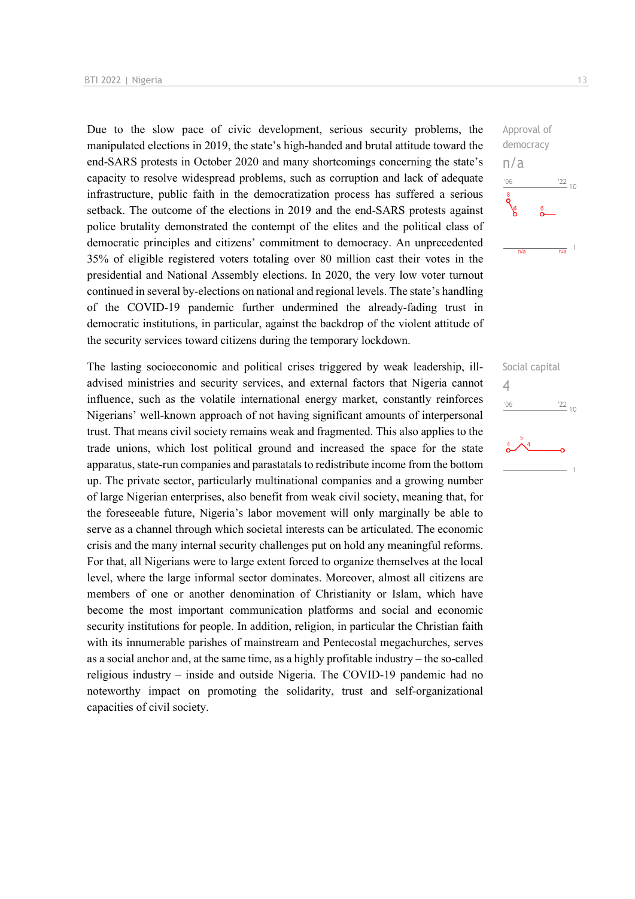Due to the slow pace of civic development, serious security problems, the manipulated elections in 2019, the state's high-handed and brutal attitude toward the end-SARS protests in October 2020 and many shortcomings concerning the state's capacity to resolve widespread problems, such as corruption and lack of adequate infrastructure, public faith in the democratization process has suffered a serious setback. The outcome of the elections in 2019 and the end-SARS protests against police brutality demonstrated the contempt of the elites and the political class of democratic principles and citizens' commitment to democracy. An unprecedented 35% of eligible registered voters totaling over 80 million cast their votes in the presidential and National Assembly elections. In 2020, the very low voter turnout continued in several by-elections on national and regional levels. The state's handling of the COVID-19 pandemic further undermined the already-fading trust in democratic institutions, in particular, against the backdrop of the violent attitude of the security services toward citizens during the temporary lockdown.

Approval of democracy
n/a

The lasting socioeconomic and political crises triggered by weak leadership, ill-advised ministries and security services, and external factors that Nigeria cannot influence, such as the volatile international energy market, constantly reinforces Nigerians' well-known approach of not having significant amounts of interpersonal trust. That means civil society remains weak and fragmented. This also applies to the trade unions, which lost political ground and increased the space for the state apparatus, state-run companies and parastatals to redistribute income from the bottom up. The private sector, particularly multinational companies and a growing number of large Nigerian enterprises, also benefit from weak civil society, meaning that, for the foreseeable future, Nigeria's labor movement will only marginally be able to serve as a channel through which societal interests can be articulated. The economic crisis and the many internal security challenges put on hold any meaningful reforms. For that, all Nigerians were to large extent forced to organize themselves at the local level, where the large informal sector dominates. Moreover, almost all citizens are members of one or another denomination of Christianity or Islam, which have become the most important communication platforms and social and economic security institutions for people. In addition, religion, in particular the Christian faith with its innumerable parishes of mainstream and Pentecostal megachurches, serves as a social anchor and, at the same time, as a highly profitable industry – the so-called religious industry – inside and outside Nigeria. The COVID-19 pandemic had no noteworthy impact on promoting the solidarity, trust and self-organizational capacities of civil society.

Social capital
4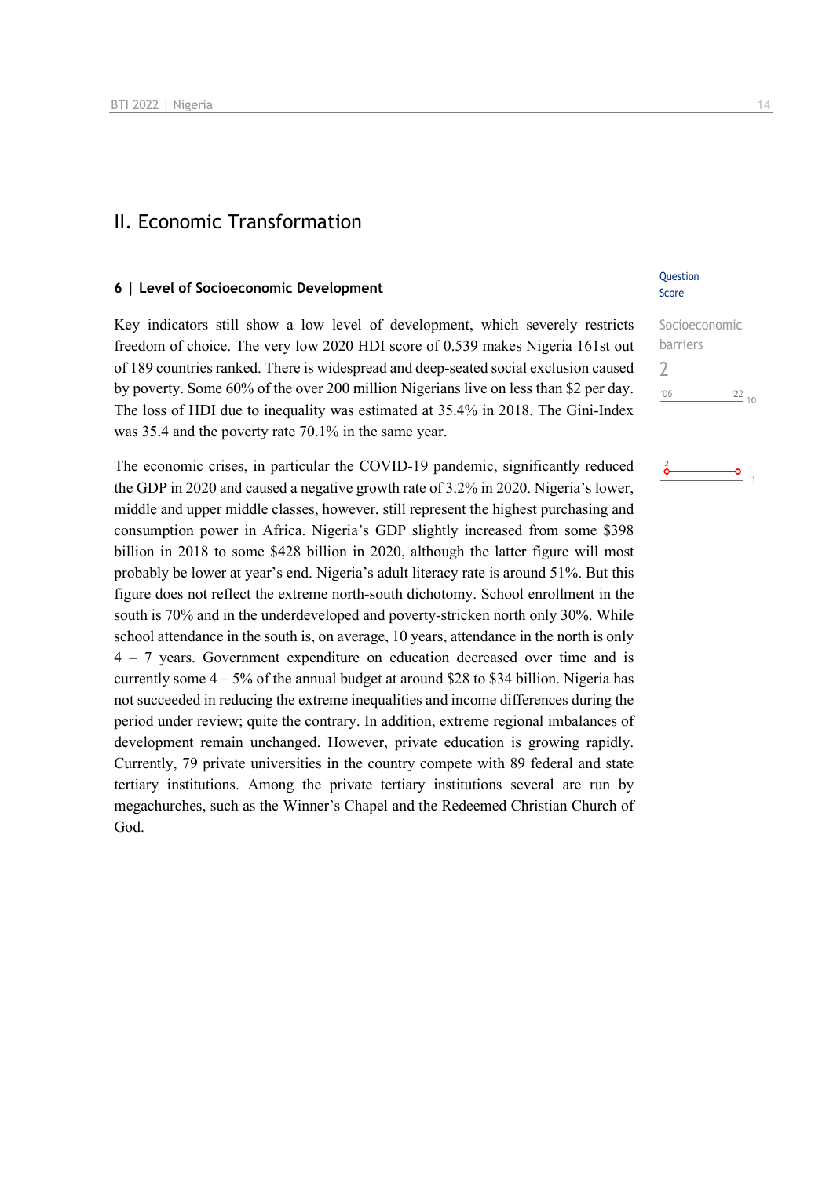## II. Economic Transformation

### 6 | Level of Socioeconomic Development

Question Score

Socioeconomic barriers

2

Key indicators still show a low level of development, which severely restricts freedom of choice. The very low 2020 HDI score of 0.539 makes Nigeria 161st out of 189 countries ranked. There is widespread and deep-seated social exclusion caused by poverty. Some 60% of the over 200 million Nigerians live on less than $2 per day. The loss of HDI due to inequality was estimated at 35.4% in 2018. The Gini-Index was 35.4 and the poverty rate 70.1% in the same year.

The economic crises, in particular the COVID-19 pandemic, significantly reduced the GDP in 2020 and caused a negative growth rate of 3.2% in 2020. Nigeria's lower, middle and upper middle classes, however, still represent the highest purchasing and consumption power in Africa. Nigeria's GDP slightly increased from some $398 billion in 2018 to some $428 billion in 2020, although the latter figure will most probably be lower at year's end. Nigeria's adult literacy rate is around 51%. But this figure does not reflect the extreme north-south dichotomy. School enrollment in the south is 70% and in the underdeveloped and poverty-stricken north only 30%. While school attendance in the south is, on average, 10 years, attendance in the north is only 4 – 7 years. Government expenditure on education decreased over time and is currently some 4 – 5% of the annual budget at around $28 to $34 billion. Nigeria has not succeeded in reducing the extreme inequalities and income differences during the period under review; quite the contrary. In addition, extreme regional imbalances of development remain unchanged. However, private education is growing rapidly. Currently, 79 private universities in the country compete with 89 federal and state tertiary institutions. Among the private tertiary institutions several are run by megachurches, such as the Winner's Chapel and the Redeemed Christian Church of God.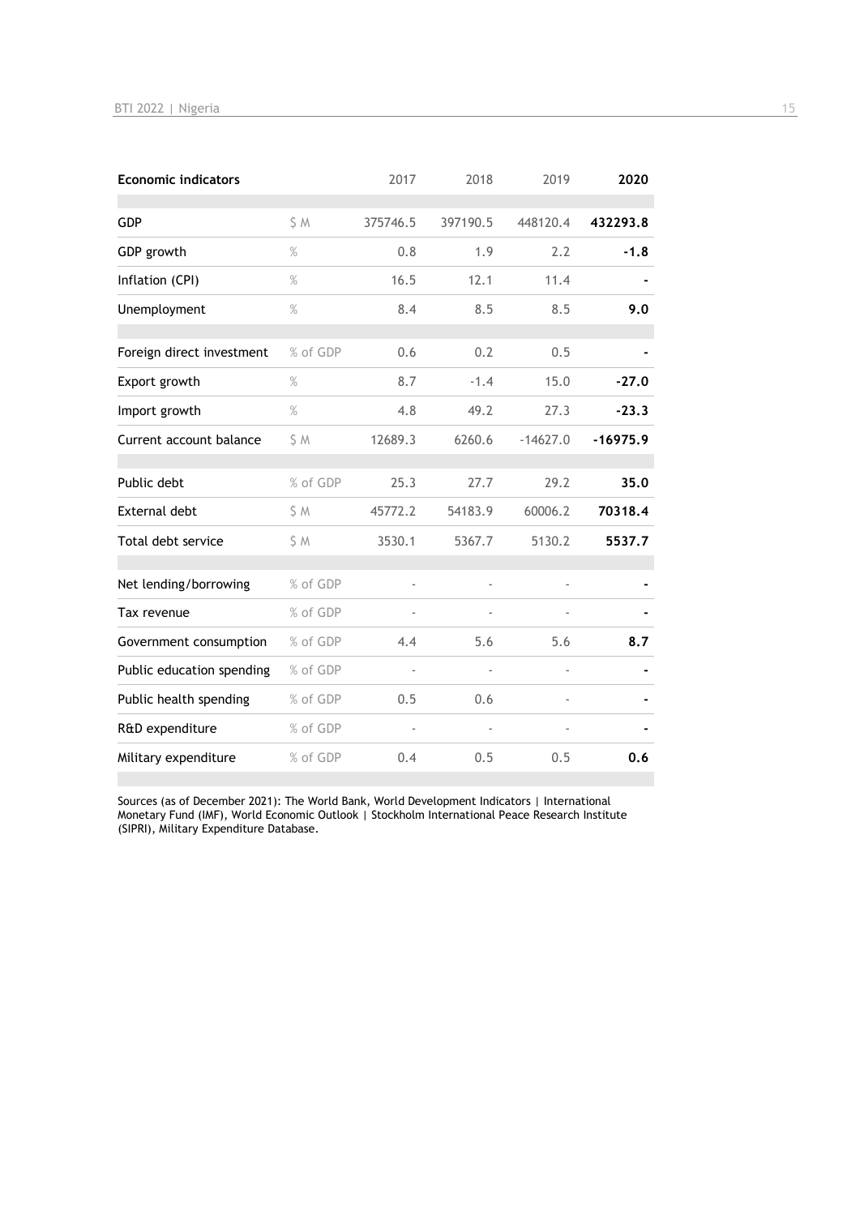| Economic indicators | | 2017 | 2018 | 2019 | **2020** |
|---|---|---|---|---|---|
| GDP | $ M | 375746.5 | 397190.5 | 448120.4 | **432293.8** |
| GDP growth | % | 0.8 | 1.9 | 2.2 | **-1.8** |
| Inflation (CPI) | % | 16.5 | 12.1 | 11.4 | **-** |
| Unemployment | % | 8.4 | 8.5 | 8.5 | **9.0** |
| Foreign direct investment | % of GDP | 0.6 | 0.2 | 0.5 | **-** |
| Export growth | % | 8.7 | -1.4 | 15.0 | **-27.0** |
| Import growth | % | 4.8 | 49.2 | 27.3 | **-23.3** |
| Current account balance | $ M | 12689.3 | 6260.6 | -14627.0 | **-16975.9** |
| Public debt | % of GDP | 25.3 | 27.7 | 29.2 | **35.0** |
| External debt | $ M | 45772.2 | 54183.9 | 60006.2 | **70318.4** |
| Total debt service | $ M | 3530.1 | 5367.7 | 5130.2 | **5537.7** |
| Net lending/borrowing | % of GDP | - | - | - | **-** |
| Tax revenue | % of GDP | - | - | - | **-** |
| Government consumption | % of GDP | 4.4 | 5.6 | 5.6 | **8.7** |
| Public education spending | % of GDP | - | - | - | **-** |
| Public health spending | % of GDP | 0.5 | 0.6 | - | **-** |
| R&D expenditure | % of GDP | - | - | - | **-** |
| Military expenditure | % of GDP | 0.4 | 0.5 | 0.5 | **0.6** |

Sources (as of December 2021): The World Bank, World Development Indicators | International Monetary Fund (IMF), World Economic Outlook | Stockholm International Peace Research Institute (SIPRI), Military Expenditure Database.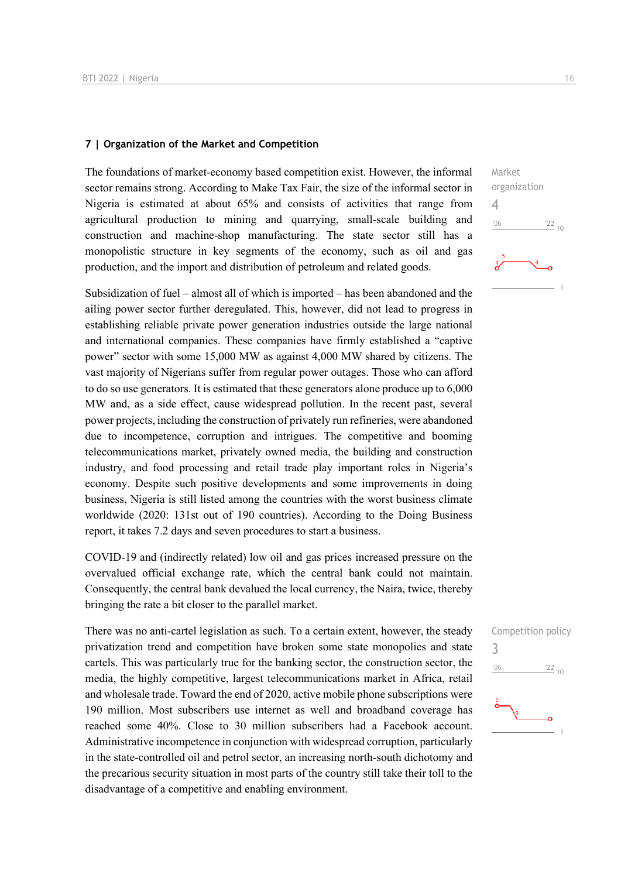### 7 | Organization of the Market and Competition

Market organization
4

The foundations of market-economy based competition exist. However, the informal sector remains strong. According to Make Tax Fair, the size of the informal sector in Nigeria is estimated at about 65% and consists of activities that range from agricultural production to mining and quarrying, small-scale building and construction and machine-shop manufacturing. The state sector still has a monopolistic structure in key segments of the economy, such as oil and gas production, and the import and distribution of petroleum and related goods.

Subsidization of fuel – almost all of which is imported – has been abandoned and the ailing power sector further deregulated. This, however, did not lead to progress in establishing reliable private power generation industries outside the large national and international companies. These companies have firmly established a "captive power" sector with some 15,000 MW as against 4,000 MW shared by citizens. The vast majority of Nigerians suffer from regular power outages. Those who can afford to do so use generators. It is estimated that these generators alone produce up to 6,000 MW and, as a side effect, cause widespread pollution. In the recent past, several power projects, including the construction of privately run refineries, were abandoned due to incompetence, corruption and intrigues. The competitive and booming telecommunications market, privately owned media, the building and construction industry, and food processing and retail trade play important roles in Nigeria's economy. Despite such positive developments and some improvements in doing business, Nigeria is still listed among the countries with the worst business climate worldwide (2020: 131st out of 190 countries). According to the Doing Business report, it takes 7.2 days and seven procedures to start a business.

COVID-19 and (indirectly related) low oil and gas prices increased pressure on the overvalued official exchange rate, which the central bank could not maintain. Consequently, the central bank devalued the local currency, the Naira, twice, thereby bringing the rate a bit closer to the parallel market.

Competition policy
3

There was no anti-cartel legislation as such. To a certain extent, however, the steady privatization trend and competition have broken some state monopolies and state cartels. This was particularly true for the banking sector, the construction sector, the media, the highly competitive, largest telecommunications market in Africa, retail and wholesale trade. Toward the end of 2020, active mobile phone subscriptions were 190 million. Most subscribers use internet as well and broadband coverage has reached some 40%. Close to 30 million subscribers had a Facebook account. Administrative incompetence in conjunction with widespread corruption, particularly in the state-controlled oil and petrol sector, an increasing north-south dichotomy and the precarious security situation in most parts of the country still take their toll to the disadvantage of a competitive and enabling environment.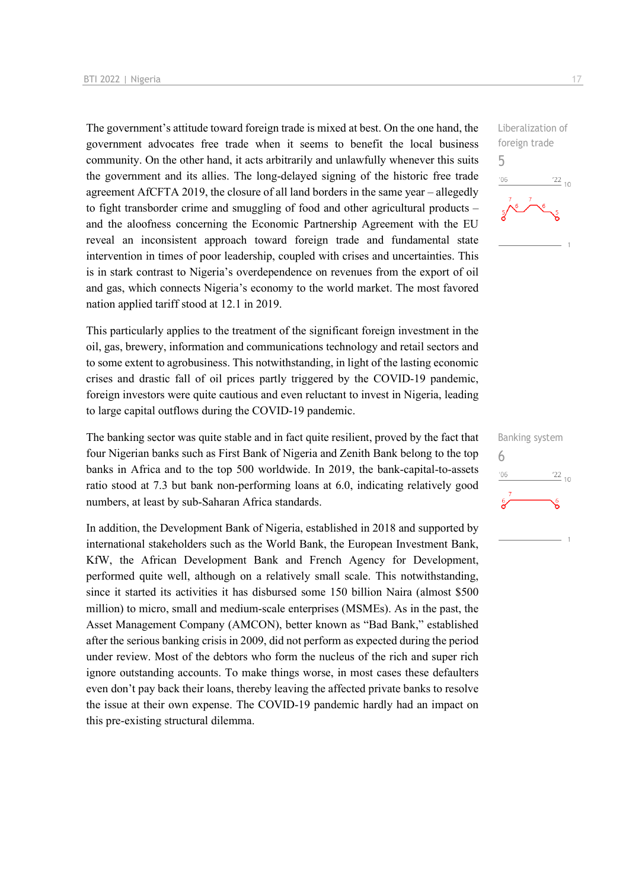The government's attitude toward foreign trade is mixed at best. On the one hand, the government advocates free trade when it seems to benefit the local business community. On the other hand, it acts arbitrarily and unlawfully whenever this suits the government and its allies. The long-delayed signing of the historic free trade agreement AfCFTA 2019, the closure of all land borders in the same year – allegedly to fight transborder crime and smuggling of food and other agricultural products – and the aloofness concerning the Economic Partnership Agreement with the EU reveal an inconsistent approach toward foreign trade and fundamental state intervention in times of poor leadership, coupled with crises and uncertainties. This is in stark contrast to Nigeria's overdependence on revenues from the export of oil and gas, which connects Nigeria's economy to the world market. The most favored nation applied tariff stood at 12.1 in 2019.

Liberalization of foreign trade
5

This particularly applies to the treatment of the significant foreign investment in the oil, gas, brewery, information and communications technology and retail sectors and to some extent to agrobusiness. This notwithstanding, in light of the lasting economic crises and drastic fall of oil prices partly triggered by the COVID-19 pandemic, foreign investors were quite cautious and even reluctant to invest in Nigeria, leading to large capital outflows during the COVID-19 pandemic.

The banking sector was quite stable and in fact quite resilient, proved by the fact that four Nigerian banks such as First Bank of Nigeria and Zenith Bank belong to the top banks in Africa and to the top 500 worldwide. In 2019, the bank-capital-to-assets ratio stood at 7.3 but bank non-performing loans at 6.0, indicating relatively good numbers, at least by sub-Saharan Africa standards.

Banking system
6

In addition, the Development Bank of Nigeria, established in 2018 and supported by international stakeholders such as the World Bank, the European Investment Bank, KfW, the African Development Bank and French Agency for Development, performed quite well, although on a relatively small scale. This notwithstanding, since it started its activities it has disbursed some 150 billion Naira (almost $500 million) to micro, small and medium-scale enterprises (MSMEs). As in the past, the Asset Management Company (AMCON), better known as "Bad Bank," established after the serious banking crisis in 2009, did not perform as expected during the period under review. Most of the debtors who form the nucleus of the rich and super rich ignore outstanding accounts. To make things worse, in most cases these defaulters even don't pay back their loans, thereby leaving the affected private banks to resolve the issue at their own expense. The COVID-19 pandemic hardly had an impact on this pre-existing structural dilemma.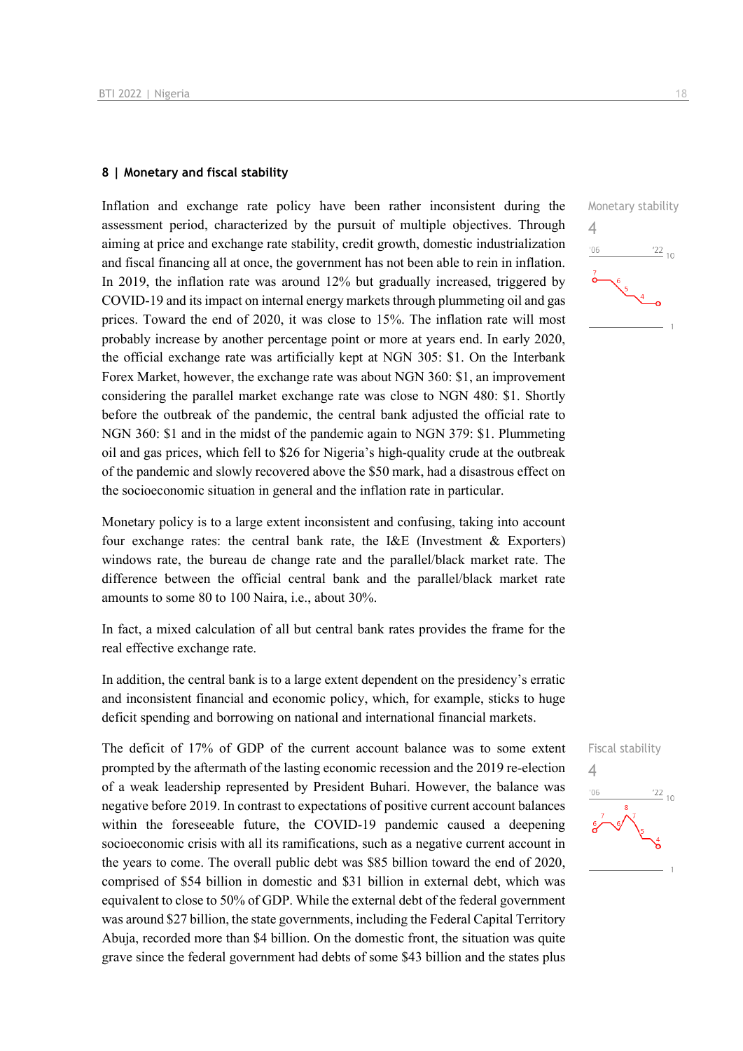## 8 | Monetary and fiscal stability

Monetary stability

4

Inflation and exchange rate policy have been rather inconsistent during the assessment period, characterized by the pursuit of multiple objectives. Through aiming at price and exchange rate stability, credit growth, domestic industrialization and fiscal financing all at once, the government has not been able to rein in inflation. In 2019, the inflation rate was around 12% but gradually increased, triggered by COVID-19 and its impact on internal energy markets through plummeting oil and gas prices. Toward the end of 2020, it was close to 15%. The inflation rate will most probably increase by another percentage point or more at years end. In early 2020, the official exchange rate was artificially kept at NGN 305: $1. On the Interbank Forex Market, however, the exchange rate was about NGN 360: $1, an improvement considering the parallel market exchange rate was close to NGN 480: $1. Shortly before the outbreak of the pandemic, the central bank adjusted the official rate to NGN 360: $1 and in the midst of the pandemic again to NGN 379: $1. Plummeting oil and gas prices, which fell to $26 for Nigeria's high-quality crude at the outbreak of the pandemic and slowly recovered above the $50 mark, had a disastrous effect on the socioeconomic situation in general and the inflation rate in particular.

Monetary policy is to a large extent inconsistent and confusing, taking into account four exchange rates: the central bank rate, the I&E (Investment & Exporters) windows rate, the bureau de change rate and the parallel/black market rate. The difference between the official central bank and the parallel/black market rate amounts to some 80 to 100 Naira, i.e., about 30%.

In fact, a mixed calculation of all but central bank rates provides the frame for the real effective exchange rate.

In addition, the central bank is to a large extent dependent on the presidency's erratic and inconsistent financial and economic policy, which, for example, sticks to huge deficit spending and borrowing on national and international financial markets.

Fiscal stability

4

The deficit of 17% of GDP of the current account balance was to some extent prompted by the aftermath of the lasting economic recession and the 2019 re-election of a weak leadership represented by President Buhari. However, the balance was negative before 2019. In contrast to expectations of positive current account balances within the foreseeable future, the COVID-19 pandemic caused a deepening socioeconomic crisis with all its ramifications, such as a negative current account in the years to come. The overall public debt was $85 billion toward the end of 2020, comprised of $54 billion in domestic and $31 billion in external debt, which was equivalent to close to 50% of GDP. While the external debt of the federal government was around $27 billion, the state governments, including the Federal Capital Territory Abuja, recorded more than $4 billion. On the domestic front, the situation was quite grave since the federal government had debts of some $43 billion and the states plus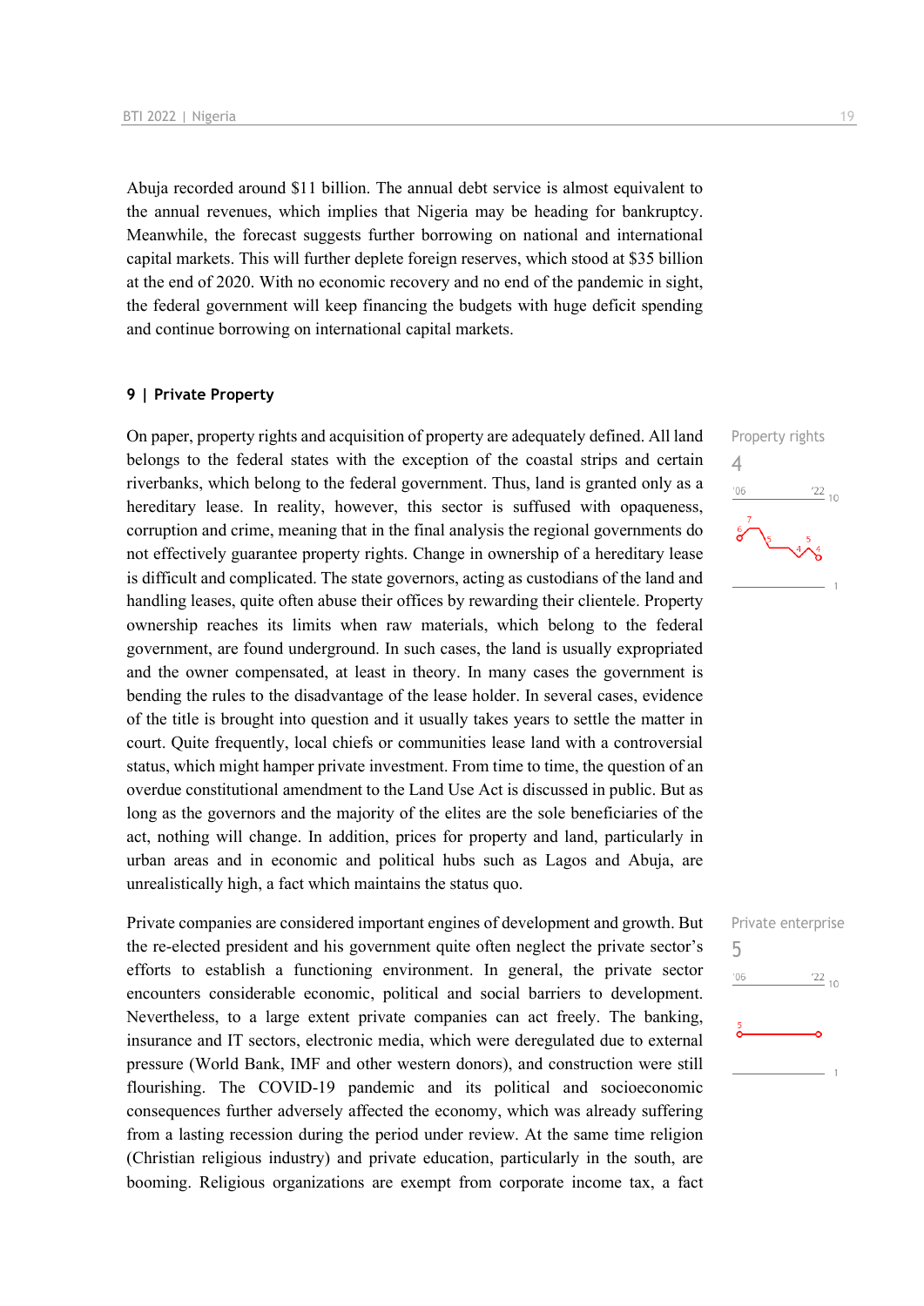Abuja recorded around $11 billion. The annual debt service is almost equivalent to the annual revenues, which implies that Nigeria may be heading for bankruptcy. Meanwhile, the forecast suggests further borrowing on national and international capital markets. This will further deplete foreign reserves, which stood at $35 billion at the end of 2020. With no economic recovery and no end of the pandemic in sight, the federal government will keep financing the budgets with huge deficit spending and continue borrowing on international capital markets.

## 9 | Private Property

Property rights
4

On paper, property rights and acquisition of property are adequately defined. All land belongs to the federal states with the exception of the coastal strips and certain riverbanks, which belong to the federal government. Thus, land is granted only as a hereditary lease. In reality, however, this sector is suffused with opaqueness, corruption and crime, meaning that in the final analysis the regional governments do not effectively guarantee property rights. Change in ownership of a hereditary lease is difficult and complicated. The state governors, acting as custodians of the land and handling leases, quite often abuse their offices by rewarding their clientele. Property ownership reaches its limits when raw materials, which belong to the federal government, are found underground. In such cases, the land is usually expropriated and the owner compensated, at least in theory. In many cases the government is bending the rules to the disadvantage of the lease holder. In several cases, evidence of the title is brought into question and it usually takes years to settle the matter in court. Quite frequently, local chiefs or communities lease land with a controversial status, which might hamper private investment. From time to time, the question of an overdue constitutional amendment to the Land Use Act is discussed in public. But as long as the governors and the majority of the elites are the sole beneficiaries of the act, nothing will change. In addition, prices for property and land, particularly in urban areas and in economic and political hubs such as Lagos and Abuja, are unrealistically high, a fact which maintains the status quo.

Private enterprise
5

Private companies are considered important engines of development and growth. But the re-elected president and his government quite often neglect the private sector's efforts to establish a functioning environment. In general, the private sector encounters considerable economic, political and social barriers to development. Nevertheless, to a large extent private companies can act freely. The banking, insurance and IT sectors, electronic media, which were deregulated due to external pressure (World Bank, IMF and other western donors), and construction were still flourishing. The COVID-19 pandemic and its political and socioeconomic consequences further adversely affected the economy, which was already suffering from a lasting recession during the period under review. At the same time religion (Christian religious industry) and private education, particularly in the south, are booming. Religious organizations are exempt from corporate income tax, a fact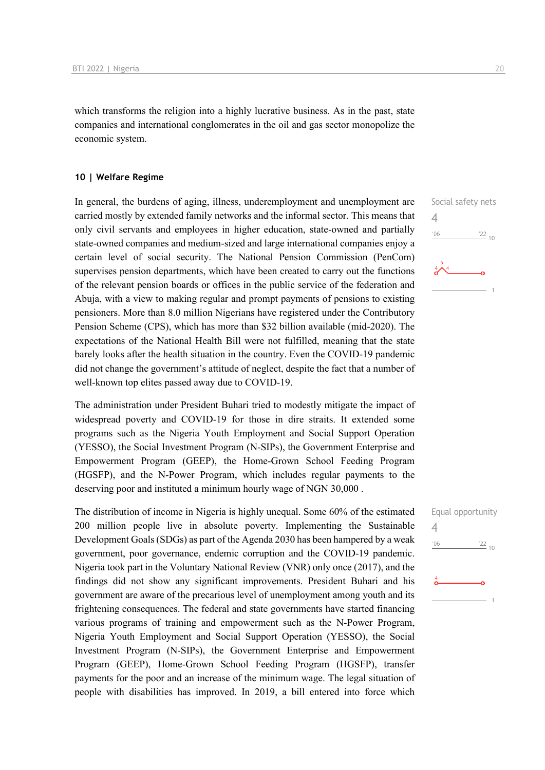which transforms the religion into a highly lucrative business. As in the past, state companies and international conglomerates in the oil and gas sector monopolize the economic system.

### 10 | Welfare Regime

Social safety nets
4

In general, the burdens of aging, illness, underemployment and unemployment are carried mostly by extended family networks and the informal sector. This means that only civil servants and employees in higher education, state-owned and partially state-owned companies and medium-sized and large international companies enjoy a certain level of social security. The National Pension Commission (PenCom) supervises pension departments, which have been created to carry out the functions of the relevant pension boards or offices in the public service of the federation and Abuja, with a view to making regular and prompt payments of pensions to existing pensioners. More than 8.0 million Nigerians have registered under the Contributory Pension Scheme (CPS), which has more than $32 billion available (mid-2020). The expectations of the National Health Bill were not fulfilled, meaning that the state barely looks after the health situation in the country. Even the COVID-19 pandemic did not change the government's attitude of neglect, despite the fact that a number of well-known top elites passed away due to COVID-19.

The administration under President Buhari tried to modestly mitigate the impact of widespread poverty and COVID-19 for those in dire straits. It extended some programs such as the Nigeria Youth Employment and Social Support Operation (YESSO), the Social Investment Program (N-SIPs), the Government Enterprise and Empowerment Program (GEEP), the Home-Grown School Feeding Program (HGSFP), and the N-Power Program, which includes regular payments to the deserving poor and instituted a minimum hourly wage of NGN 30,000 .

Equal opportunity
4

The distribution of income in Nigeria is highly unequal. Some 60% of the estimated 200 million people live in absolute poverty. Implementing the Sustainable Development Goals (SDGs) as part of the Agenda 2030 has been hampered by a weak government, poor governance, endemic corruption and the COVID-19 pandemic. Nigeria took part in the Voluntary National Review (VNR) only once (2017), and the findings did not show any significant improvements. President Buhari and his government are aware of the precarious level of unemployment among youth and its frightening consequences. The federal and state governments have started financing various programs of training and empowerment such as the N-Power Program, Nigeria Youth Employment and Social Support Operation (YESSO), the Social Investment Program (N-SIPs), the Government Enterprise and Empowerment Program (GEEP), Home-Grown School Feeding Program (HGSFP), transfer payments for the poor and an increase of the minimum wage. The legal situation of people with disabilities has improved. In 2019, a bill entered into force which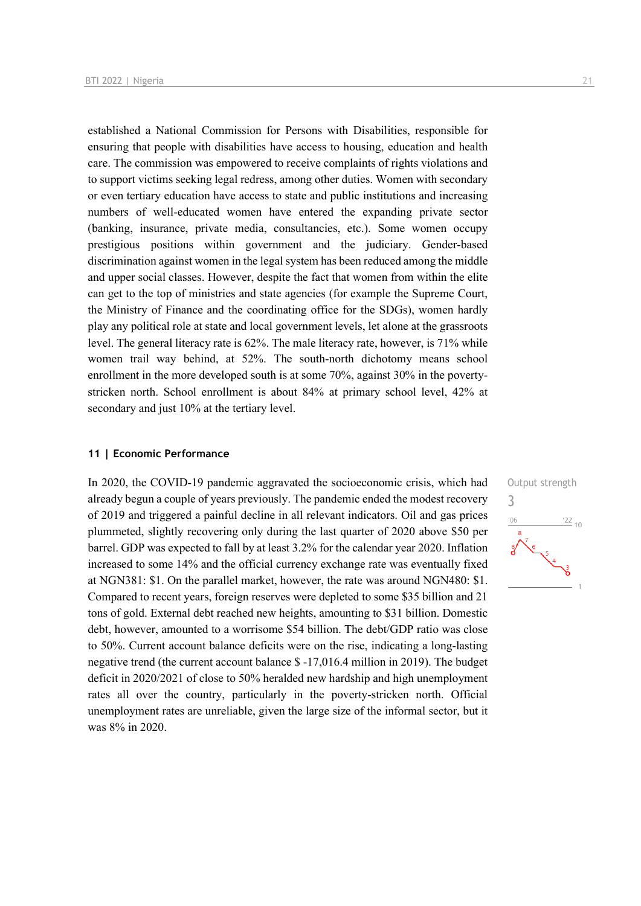established a National Commission for Persons with Disabilities, responsible for ensuring that people with disabilities have access to housing, education and health care. The commission was empowered to receive complaints of rights violations and to support victims seeking legal redress, among other duties. Women with secondary or even tertiary education have access to state and public institutions and increasing numbers of well-educated women have entered the expanding private sector (banking, insurance, private media, consultancies, etc.). Some women occupy prestigious positions within government and the judiciary. Gender-based discrimination against women in the legal system has been reduced among the middle and upper social classes. However, despite the fact that women from within the elite can get to the top of ministries and state agencies (for example the Supreme Court, the Ministry of Finance and the coordinating office for the SDGs), women hardly play any political role at state and local government levels, let alone at the grassroots level. The general literacy rate is 62%. The male literacy rate, however, is 71% while women trail way behind, at 52%. The south-north dichotomy means school enrollment in the more developed south is at some 70%, against 30% in the poverty-stricken north. School enrollment is about 84% at primary school level, 42% at secondary and just 10% at the tertiary level.

## 11 | Economic Performance

Output strength

3

In 2020, the COVID-19 pandemic aggravated the socioeconomic crisis, which had already begun a couple of years previously. The pandemic ended the modest recovery of 2019 and triggered a painful decline in all relevant indicators. Oil and gas prices plummeted, slightly recovering only during the last quarter of 2020 above $50 per barrel. GDP was expected to fall by at least 3.2% for the calendar year 2020. Inflation increased to some 14% and the official currency exchange rate was eventually fixed at NGN381: $1. On the parallel market, however, the rate was around NGN480: $1. Compared to recent years, foreign reserves were depleted to some $35 billion and 21 tons of gold. External debt reached new heights, amounting to $31 billion. Domestic debt, however, amounted to a worrisome $54 billion. The debt/GDP ratio was close to 50%. Current account balance deficits were on the rise, indicating a long-lasting negative trend (the current account balance $ -17,016.4 million in 2019). The budget deficit in 2020/2021 of close to 50% heralded new hardship and high unemployment rates all over the country, particularly in the poverty-stricken north. Official unemployment rates are unreliable, given the large size of the informal sector, but it was 8% in 2020.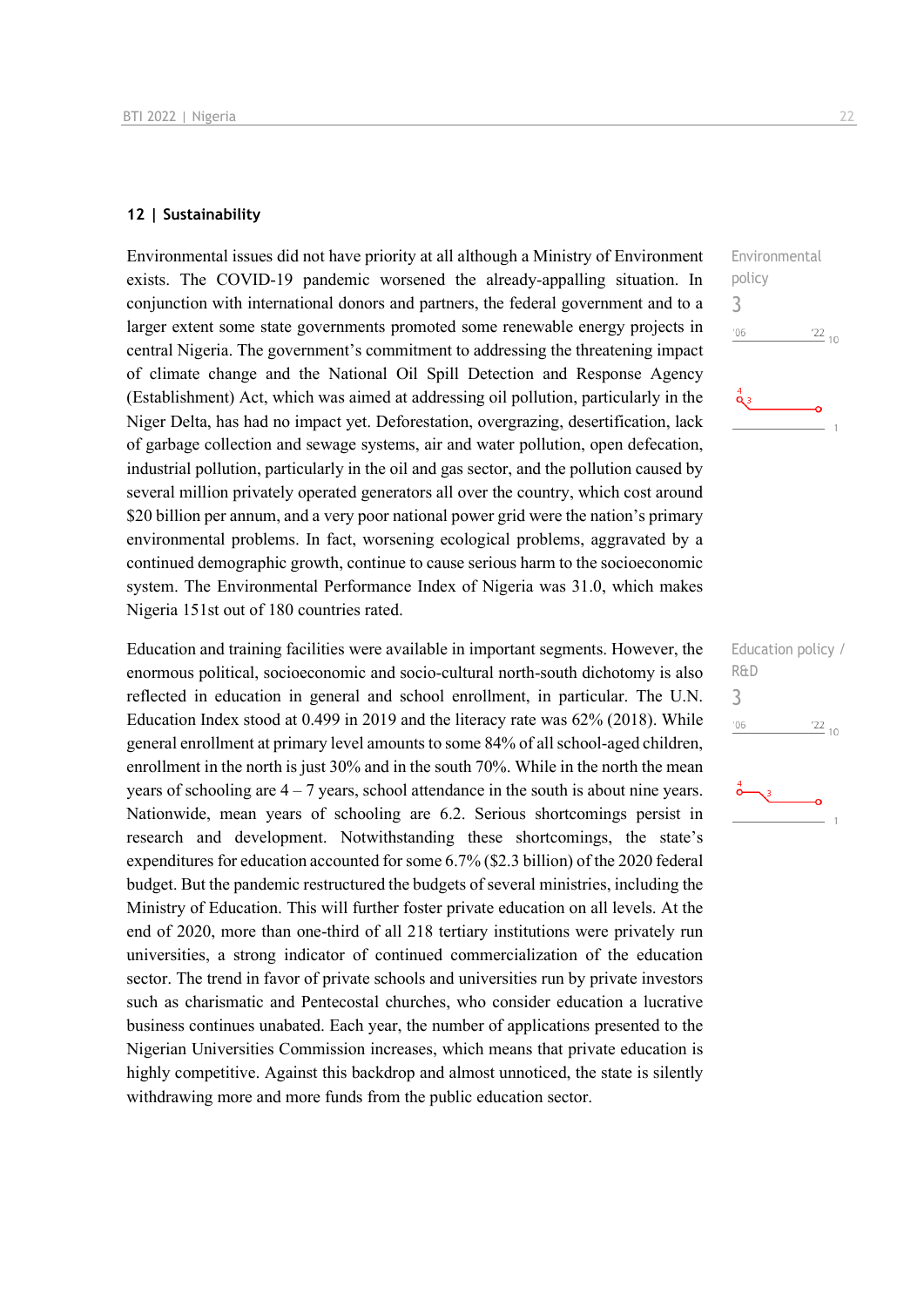## 12 | Sustainability

Environmental issues did not have priority at all although a Ministry of Environment exists. The COVID-19 pandemic worsened the already-appalling situation. In conjunction with international donors and partners, the federal government and to a larger extent some state governments promoted some renewable energy projects in central Nigeria. The government's commitment to addressing the threatening impact of climate change and the National Oil Spill Detection and Response Agency (Establishment) Act, which was aimed at addressing oil pollution, particularly in the Niger Delta, has had no impact yet. Deforestation, overgrazing, desertification, lack of garbage collection and sewage systems, air and water pollution, open defecation, industrial pollution, particularly in the oil and gas sector, and the pollution caused by several million privately operated generators all over the country, which cost around $20 billion per annum, and a very poor national power grid were the nation's primary environmental problems. In fact, worsening ecological problems, aggravated by a continued demographic growth, continue to cause serious harm to the socioeconomic system. The Environmental Performance Index of Nigeria was 31.0, which makes Nigeria 151st out of 180 countries rated.

Environmental policy
3

Education and training facilities were available in important segments. However, the enormous political, socioeconomic and socio-cultural north-south dichotomy is also reflected in education in general and school enrollment, in particular. The U.N. Education Index stood at 0.499 in 2019 and the literacy rate was 62% (2018). While general enrollment at primary level amounts to some 84% of all school-aged children, enrollment in the north is just 30% and in the south 70%. While in the north the mean years of schooling are 4 – 7 years, school attendance in the south is about nine years. Nationwide, mean years of schooling are 6.2. Serious shortcomings persist in research and development. Notwithstanding these shortcomings, the state's expenditures for education accounted for some 6.7% ($2.3 billion) of the 2020 federal budget. But the pandemic restructured the budgets of several ministries, including the Ministry of Education. This will further foster private education on all levels. At the end of 2020, more than one-third of all 218 tertiary institutions were privately run universities, a strong indicator of continued commercialization of the education sector. The trend in favor of private schools and universities run by private investors such as charismatic and Pentecostal churches, who consider education a lucrative business continues unabated. Each year, the number of applications presented to the Nigerian Universities Commission increases, which means that private education is highly competitive. Against this backdrop and almost unnoticed, the state is silently withdrawing more and more funds from the public education sector.

Education policy / R&D
3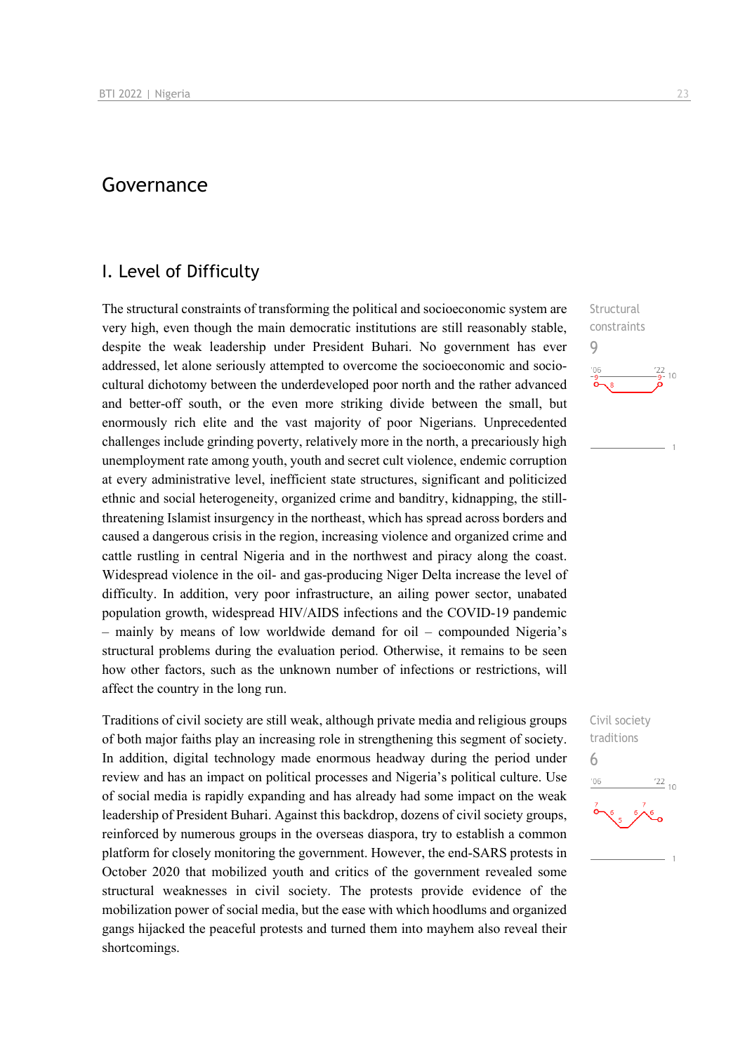# Governance

## I. Level of Difficulty

Structural constraints
9

The structural constraints of transforming the political and socioeconomic system are very high, even though the main democratic institutions are still reasonably stable, despite the weak leadership under President Buhari. No government has ever addressed, let alone seriously attempted to overcome the socioeconomic and sociocultural dichotomy between the underdeveloped poor north and the rather advanced and better-off south, or the even more striking divide between the small, but enormously rich elite and the vast majority of poor Nigerians. Unprecedented challenges include grinding poverty, relatively more in the north, a precariously high unemployment rate among youth, youth and secret cult violence, endemic corruption at every administrative level, inefficient state structures, significant and politicized ethnic and social heterogeneity, organized crime and banditry, kidnapping, the still-threatening Islamist insurgency in the northeast, which has spread across borders and caused a dangerous crisis in the region, increasing violence and organized crime and cattle rustling in central Nigeria and in the northwest and piracy along the coast. Widespread violence in the oil- and gas-producing Niger Delta increase the level of difficulty. In addition, very poor infrastructure, an ailing power sector, unabated population growth, widespread HIV/AIDS infections and the COVID-19 pandemic – mainly by means of low worldwide demand for oil – compounded Nigeria's structural problems during the evaluation period. Otherwise, it remains to be seen how other factors, such as the unknown number of infections or restrictions, will affect the country in the long run.

Civil society traditions
6

Traditions of civil society are still weak, although private media and religious groups of both major faiths play an increasing role in strengthening this segment of society. In addition, digital technology made enormous headway during the period under review and has an impact on political processes and Nigeria's political culture. Use of social media is rapidly expanding and has already had some impact on the weak leadership of President Buhari. Against this backdrop, dozens of civil society groups, reinforced by numerous groups in the overseas diaspora, try to establish a common platform for closely monitoring the government. However, the end-SARS protests in October 2020 that mobilized youth and critics of the government revealed some structural weaknesses in civil society. The protests provide evidence of the mobilization power of social media, but the ease with which hoodlums and organized gangs hijacked the peaceful protests and turned them into mayhem also reveal their shortcomings.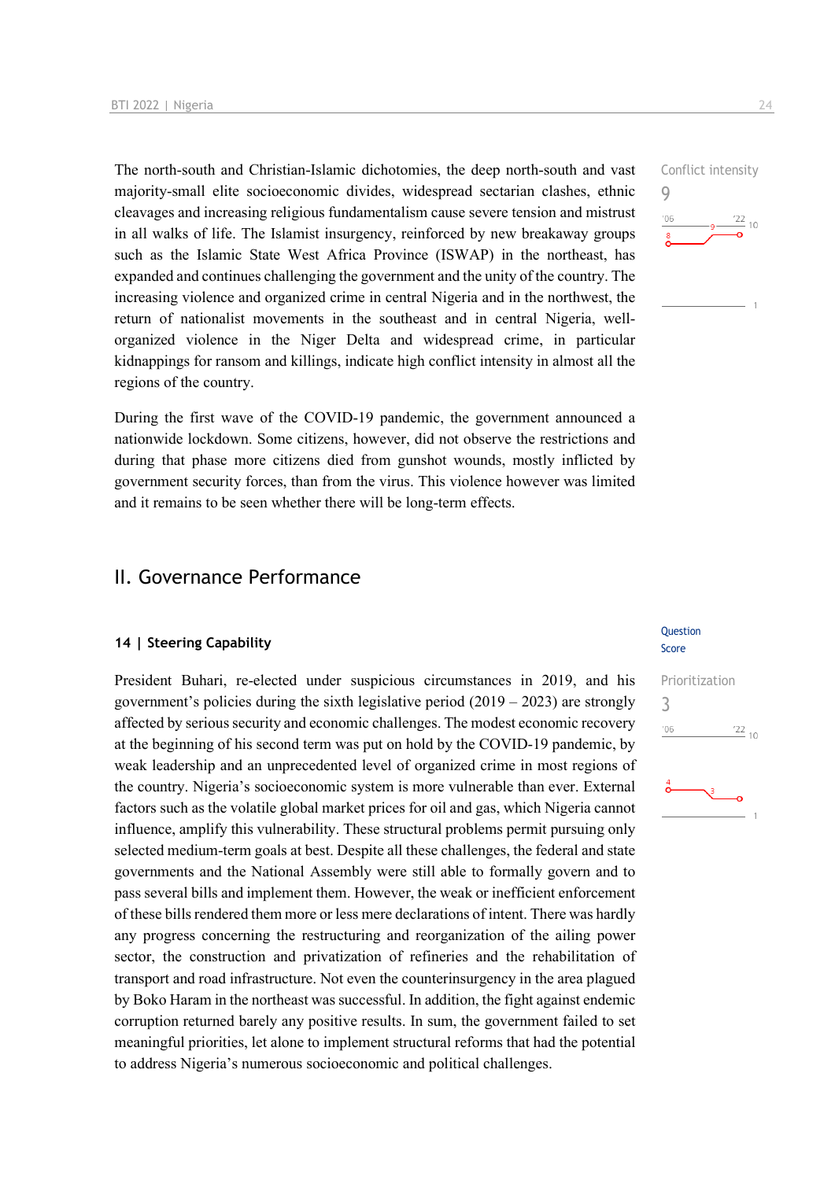The north-south and Christian-Islamic dichotomies, the deep north-south and vast majority-small elite socioeconomic divides, widespread sectarian clashes, ethnic cleavages and increasing religious fundamentalism cause severe tension and mistrust in all walks of life. The Islamist insurgency, reinforced by new breakaway groups such as the Islamic State West Africa Province (ISWAP) in the northeast, has expanded and continues challenging the government and the unity of the country. The increasing violence and organized crime in central Nigeria and in the northwest, the return of nationalist movements in the southeast and in central Nigeria, well-organized violence in the Niger Delta and widespread crime, in particular kidnappings for ransom and killings, indicate high conflict intensity in almost all the regions of the country.

Conflict intensity
9

During the first wave of the COVID-19 pandemic, the government announced a nationwide lockdown. Some citizens, however, did not observe the restrictions and during that phase more citizens died from gunshot wounds, mostly inflicted by government security forces, than from the virus. This violence however was limited and it remains to be seen whether there will be long-term effects.

## II. Governance Performance

### 14 | Steering Capability

Question Score

Prioritization
3

President Buhari, re-elected under suspicious circumstances in 2019, and his government's policies during the sixth legislative period (2019 – 2023) are strongly affected by serious security and economic challenges. The modest economic recovery at the beginning of his second term was put on hold by the COVID-19 pandemic, by weak leadership and an unprecedented level of organized crime in most regions of the country. Nigeria's socioeconomic system is more vulnerable than ever. External factors such as the volatile global market prices for oil and gas, which Nigeria cannot influence, amplify this vulnerability. These structural problems permit pursuing only selected medium-term goals at best. Despite all these challenges, the federal and state governments and the National Assembly were still able to formally govern and to pass several bills and implement them. However, the weak or inefficient enforcement of these bills rendered them more or less mere declarations of intent. There was hardly any progress concerning the restructuring and reorganization of the ailing power sector, the construction and privatization of refineries and the rehabilitation of transport and road infrastructure. Not even the counterinsurgency in the area plagued by Boko Haram in the northeast was successful. In addition, the fight against endemic corruption returned barely any positive results. In sum, the government failed to set meaningful priorities, let alone to implement structural reforms that had the potential to address Nigeria's numerous socioeconomic and political challenges.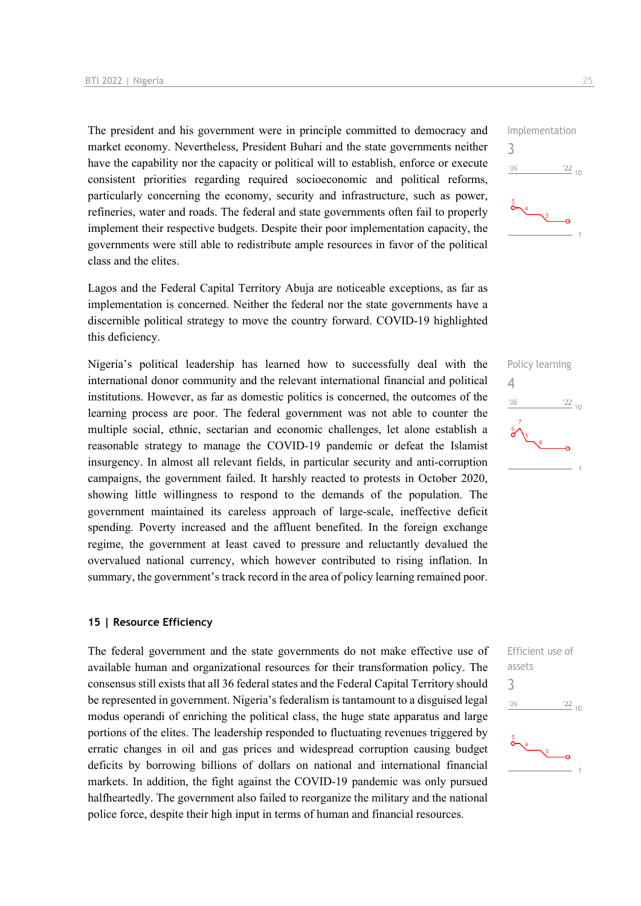The president and his government were in principle committed to democracy and market economy. Nevertheless, President Buhari and the state governments neither have the capability nor the capacity or political will to establish, enforce or execute consistent priorities regarding required socioeconomic and political reforms, particularly concerning the economy, security and infrastructure, such as power, refineries, water and roads. The federal and state governments often fail to properly implement their respective budgets. Despite their poor implementation capacity, the governments were still able to redistribute ample resources in favor of the political class and the elites.

Implementation
3

Lagos and the Federal Capital Territory Abuja are noticeable exceptions, as far as implementation is concerned. Neither the federal nor the state governments have a discernible political strategy to move the country forward. COVID-19 highlighted this deficiency.

Nigeria's political leadership has learned how to successfully deal with the international donor community and the relevant international financial and political institutions. However, as far as domestic politics is concerned, the outcomes of the learning process are poor. The federal government was not able to counter the multiple social, ethnic, sectarian and economic challenges, let alone establish a reasonable strategy to manage the COVID-19 pandemic or defeat the Islamist insurgency. In almost all relevant fields, in particular security and anti-corruption campaigns, the government failed. It harshly reacted to protests in October 2020, showing little willingness to respond to the demands of the population. The government maintained its careless approach of large-scale, ineffective deficit spending. Poverty increased and the affluent benefited. In the foreign exchange regime, the government at least caved to pressure and reluctantly devalued the overvalued national currency, which however contributed to rising inflation. In summary, the government's track record in the area of policy learning remained poor.

Policy learning
4

### 15 | Resource Efficiency

The federal government and the state governments do not make effective use of available human and organizational resources for their transformation policy. The consensus still exists that all 36 federal states and the Federal Capital Territory should be represented in government. Nigeria's federalism is tantamount to a disguised legal modus operandi of enriching the political class, the huge state apparatus and large portions of the elites. The leadership responded to fluctuating revenues triggered by erratic changes in oil and gas prices and widespread corruption causing budget deficits by borrowing billions of dollars on national and international financial markets. In addition, the fight against the COVID-19 pandemic was only pursued halfheartedly. The government also failed to reorganize the military and the national police force, despite their high input in terms of human and financial resources.

Efficient use of assets
3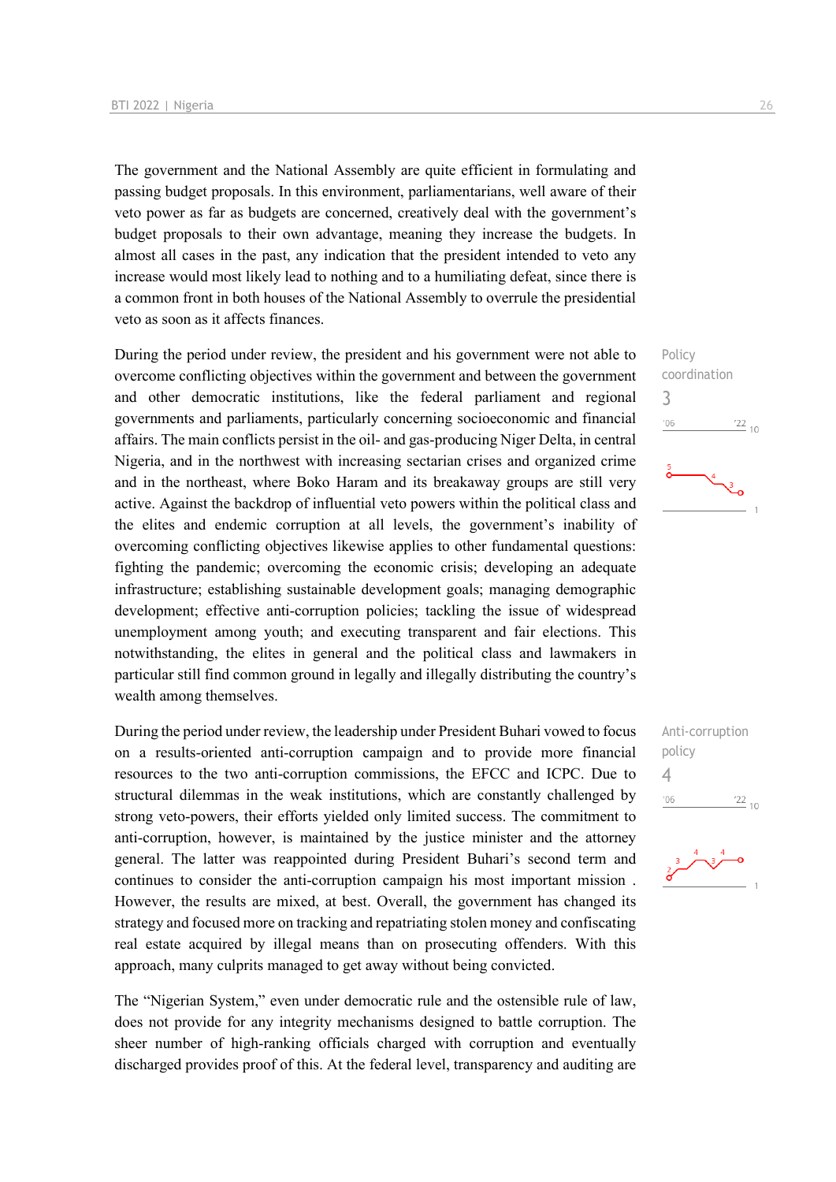The government and the National Assembly are quite efficient in formulating and passing budget proposals. In this environment, parliamentarians, well aware of their veto power as far as budgets are concerned, creatively deal with the government's budget proposals to their own advantage, meaning they increase the budgets. In almost all cases in the past, any indication that the president intended to veto any increase would most likely lead to nothing and to a humiliating defeat, since there is a common front in both houses of the National Assembly to overrule the presidential veto as soon as it affects finances.

Policy coordination
3

During the period under review, the president and his government were not able to overcome conflicting objectives within the government and between the government and other democratic institutions, like the federal parliament and regional governments and parliaments, particularly concerning socioeconomic and financial affairs. The main conflicts persist in the oil- and gas-producing Niger Delta, in central Nigeria, and in the northwest with increasing sectarian crises and organized crime and in the northeast, where Boko Haram and its breakaway groups are still very active. Against the backdrop of influential veto powers within the political class and the elites and endemic corruption at all levels, the government's inability of overcoming conflicting objectives likewise applies to other fundamental questions: fighting the pandemic; overcoming the economic crisis; developing an adequate infrastructure; establishing sustainable development goals; managing demographic development; effective anti-corruption policies; tackling the issue of widespread unemployment among youth; and executing transparent and fair elections. This notwithstanding, the elites in general and the political class and lawmakers in particular still find common ground in legally and illegally distributing the country's wealth among themselves.

Anti-corruption policy
4

During the period under review, the leadership under President Buhari vowed to focus on a results-oriented anti-corruption campaign and to provide more financial resources to the two anti-corruption commissions, the EFCC and ICPC. Due to structural dilemmas in the weak institutions, which are constantly challenged by strong veto-powers, their efforts yielded only limited success. The commitment to anti-corruption, however, is maintained by the justice minister and the attorney general. The latter was reappointed during President Buhari's second term and continues to consider the anti-corruption campaign his most important mission . However, the results are mixed, at best. Overall, the government has changed its strategy and focused more on tracking and repatriating stolen money and confiscating real estate acquired by illegal means than on prosecuting offenders. With this approach, many culprits managed to get away without being convicted.

The "Nigerian System," even under democratic rule and the ostensible rule of law, does not provide for any integrity mechanisms designed to battle corruption. The sheer number of high-ranking officials charged with corruption and eventually discharged provides proof of this. At the federal level, transparency and auditing are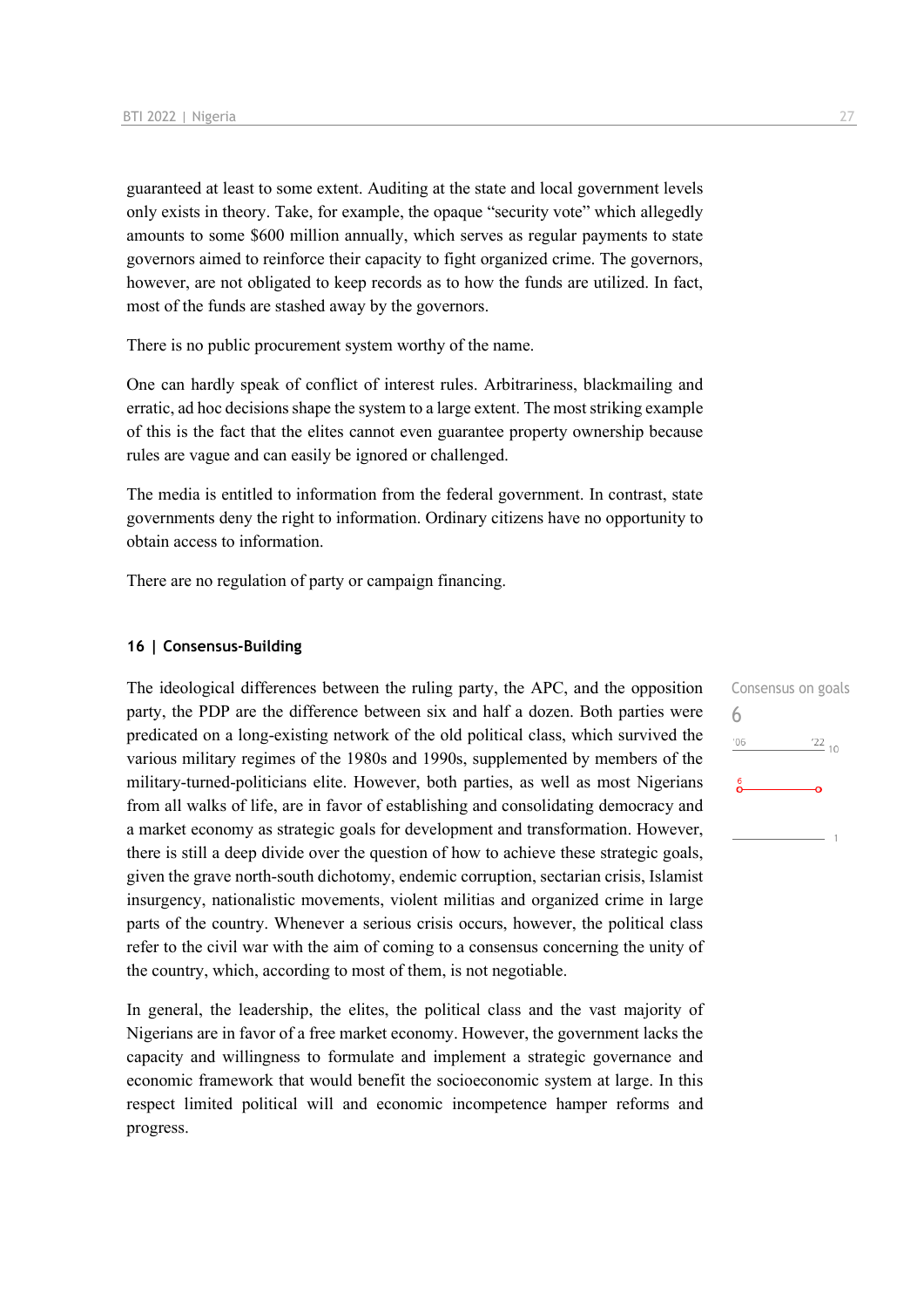guaranteed at least to some extent. Auditing at the state and local government levels only exists in theory. Take, for example, the opaque "security vote" which allegedly amounts to some $600 million annually, which serves as regular payments to state governors aimed to reinforce their capacity to fight organized crime. The governors, however, are not obligated to keep records as to how the funds are utilized. In fact, most of the funds are stashed away by the governors.

There is no public procurement system worthy of the name.

One can hardly speak of conflict of interest rules. Arbitrariness, blackmailing and erratic, ad hoc decisions shape the system to a large extent. The most striking example of this is the fact that the elites cannot even guarantee property ownership because rules are vague and can easily be ignored or challenged.

The media is entitled to information from the federal government. In contrast, state governments deny the right to information. Ordinary citizens have no opportunity to obtain access to information.

There are no regulation of party or campaign financing.

### 16 | Consensus-Building

Consensus on goals
6

The ideological differences between the ruling party, the APC, and the opposition party, the PDP are the difference between six and half a dozen. Both parties were predicated on a long-existing network of the old political class, which survived the various military regimes of the 1980s and 1990s, supplemented by members of the military-turned-politicians elite. However, both parties, as well as most Nigerians from all walks of life, are in favor of establishing and consolidating democracy and a market economy as strategic goals for development and transformation. However, there is still a deep divide over the question of how to achieve these strategic goals, given the grave north-south dichotomy, endemic corruption, sectarian crisis, Islamist insurgency, nationalistic movements, violent militias and organized crime in large parts of the country. Whenever a serious crisis occurs, however, the political class refer to the civil war with the aim of coming to a consensus concerning the unity of the country, which, according to most of them, is not negotiable.

In general, the leadership, the elites, the political class and the vast majority of Nigerians are in favor of a free market economy. However, the government lacks the capacity and willingness to formulate and implement a strategic governance and economic framework that would benefit the socioeconomic system at large. In this respect limited political will and economic incompetence hamper reforms and progress.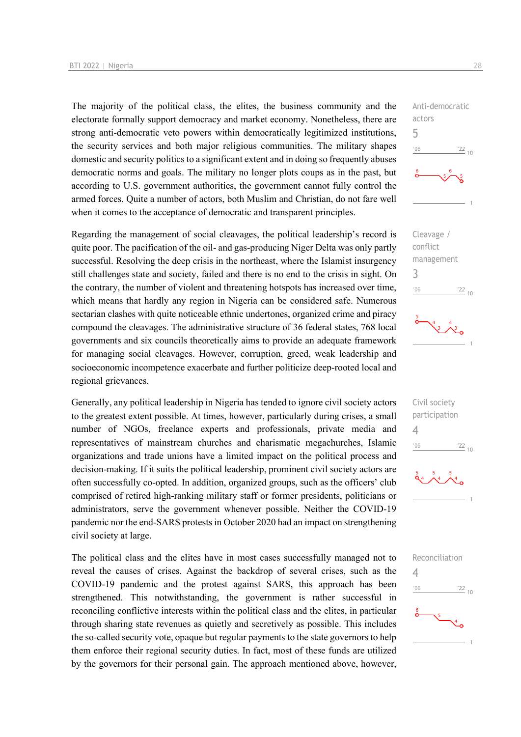The majority of the political class, the elites, the business community and the electorate formally support democracy and market economy. Nonetheless, there are strong anti-democratic veto powers within democratically legitimized institutions, the security services and both major religious communities. The military shapes domestic and security politics to a significant extent and in doing so frequently abuses democratic norms and goals. The military no longer plots coups as in the past, but according to U.S. government authorities, the government cannot fully control the armed forces. Quite a number of actors, both Muslim and Christian, do not fare well when it comes to the acceptance of democratic and transparent principles.

Anti-democratic actors
5

Regarding the management of social cleavages, the political leadership's record is quite poor. The pacification of the oil- and gas-producing Niger Delta was only partly successful. Resolving the deep crisis in the northeast, where the Islamist insurgency still challenges state and society, failed and there is no end to the crisis in sight. On the contrary, the number of violent and threatening hotspots has increased over time, which means that hardly any region in Nigeria can be considered safe. Numerous sectarian clashes with quite noticeable ethnic undertones, organized crime and piracy compound the cleavages. The administrative structure of 36 federal states, 768 local governments and six councils theoretically aims to provide an adequate framework for managing social cleavages. However, corruption, greed, weak leadership and socioeconomic incompetence exacerbate and further politicize deep-rooted local and regional grievances.

Cleavage / conflict management
3

Generally, any political leadership in Nigeria has tended to ignore civil society actors to the greatest extent possible. At times, however, particularly during crises, a small number of NGOs, freelance experts and professionals, private media and representatives of mainstream churches and charismatic megachurches, Islamic organizations and trade unions have a limited impact on the political process and decision-making. If it suits the political leadership, prominent civil society actors are often successfully co-opted. In addition, organized groups, such as the officers' club comprised of retired high-ranking military staff or former presidents, politicians or administrators, serve the government whenever possible. Neither the COVID-19 pandemic nor the end-SARS protests in October 2020 had an impact on strengthening civil society at large.

Civil society participation
4

The political class and the elites have in most cases successfully managed not to reveal the causes of crises. Against the backdrop of several crises, such as the COVID-19 pandemic and the protest against SARS, this approach has been strengthened. This notwithstanding, the government is rather successful in reconciling conflictive interests within the political class and the elites, in particular through sharing state revenues as quietly and secretively as possible. This includes the so-called security vote, opaque but regular payments to the state governors to help them enforce their regional security duties. In fact, most of these funds are utilized by the governors for their personal gain. The approach mentioned above, however,

Reconciliation
4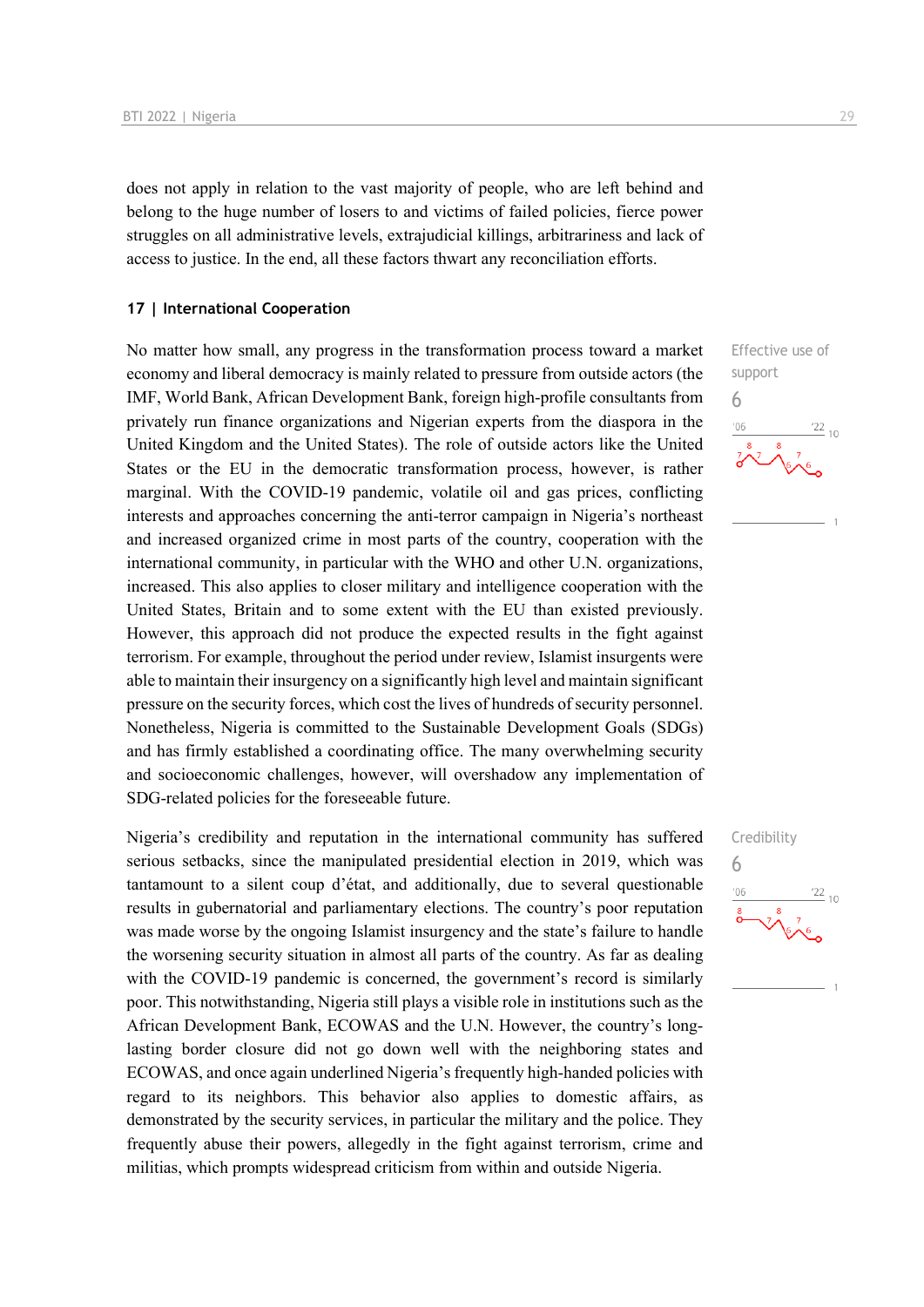does not apply in relation to the vast majority of people, who are left behind and belong to the huge number of losers to and victims of failed policies, fierce power struggles on all administrative levels, extrajudicial killings, arbitrariness and lack of access to justice. In the end, all these factors thwart any reconciliation efforts.

## 17 | International Cooperation

Effective use of support

6

No matter how small, any progress in the transformation process toward a market economy and liberal democracy is mainly related to pressure from outside actors (the IMF, World Bank, African Development Bank, foreign high-profile consultants from privately run finance organizations and Nigerian experts from the diaspora in the United Kingdom and the United States). The role of outside actors like the United States or the EU in the democratic transformation process, however, is rather marginal. With the COVID-19 pandemic, volatile oil and gas prices, conflicting interests and approaches concerning the anti-terror campaign in Nigeria's northeast and increased organized crime in most parts of the country, cooperation with the international community, in particular with the WHO and other U.N. organizations, increased. This also applies to closer military and intelligence cooperation with the United States, Britain and to some extent with the EU than existed previously. However, this approach did not produce the expected results in the fight against terrorism. For example, throughout the period under review, Islamist insurgents were able to maintain their insurgency on a significantly high level and maintain significant pressure on the security forces, which cost the lives of hundreds of security personnel. Nonetheless, Nigeria is committed to the Sustainable Development Goals (SDGs) and has firmly established a coordinating office. The many overwhelming security and socioeconomic challenges, however, will overshadow any implementation of SDG-related policies for the foreseeable future.

Credibility

6

Nigeria's credibility and reputation in the international community has suffered serious setbacks, since the manipulated presidential election in 2019, which was tantamount to a silent coup d'état, and additionally, due to several questionable results in gubernatorial and parliamentary elections. The country's poor reputation was made worse by the ongoing Islamist insurgency and the state's failure to handle the worsening security situation in almost all parts of the country. As far as dealing with the COVID-19 pandemic is concerned, the government's record is similarly poor. This notwithstanding, Nigeria still plays a visible role in institutions such as the African Development Bank, ECOWAS and the U.N. However, the country's long-lasting border closure did not go down well with the neighboring states and ECOWAS, and once again underlined Nigeria's frequently high-handed policies with regard to its neighbors. This behavior also applies to domestic affairs, as demonstrated by the security services, in particular the military and the police. They frequently abuse their powers, allegedly in the fight against terrorism, crime and militias, which prompts widespread criticism from within and outside Nigeria.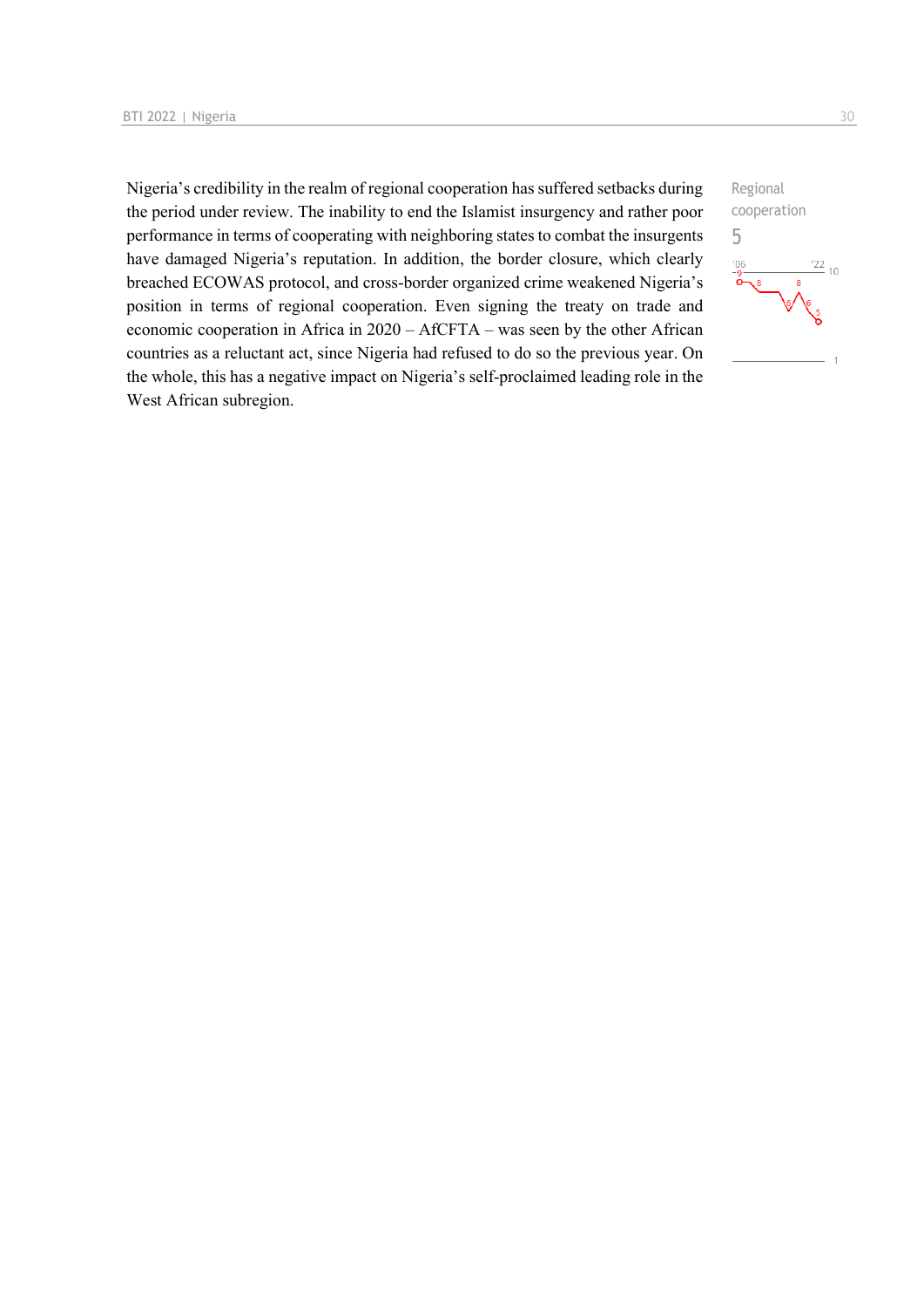Nigeria's credibility in the realm of regional cooperation has suffered setbacks during the period under review. The inability to end the Islamist insurgency and rather poor performance in terms of cooperating with neighboring states to combat the insurgents have damaged Nigeria's reputation. In addition, the border closure, which clearly breached ECOWAS protocol, and cross-border organized crime weakened Nigeria's position in terms of regional cooperation. Even signing the treaty on trade and economic cooperation in Africa in 2020 – AfCFTA – was seen by the other African countries as a reluctant act, since Nigeria had refused to do so the previous year. On the whole, this has a negative impact on Nigeria's self-proclaimed leading role in the West African subregion.

Regional cooperation
5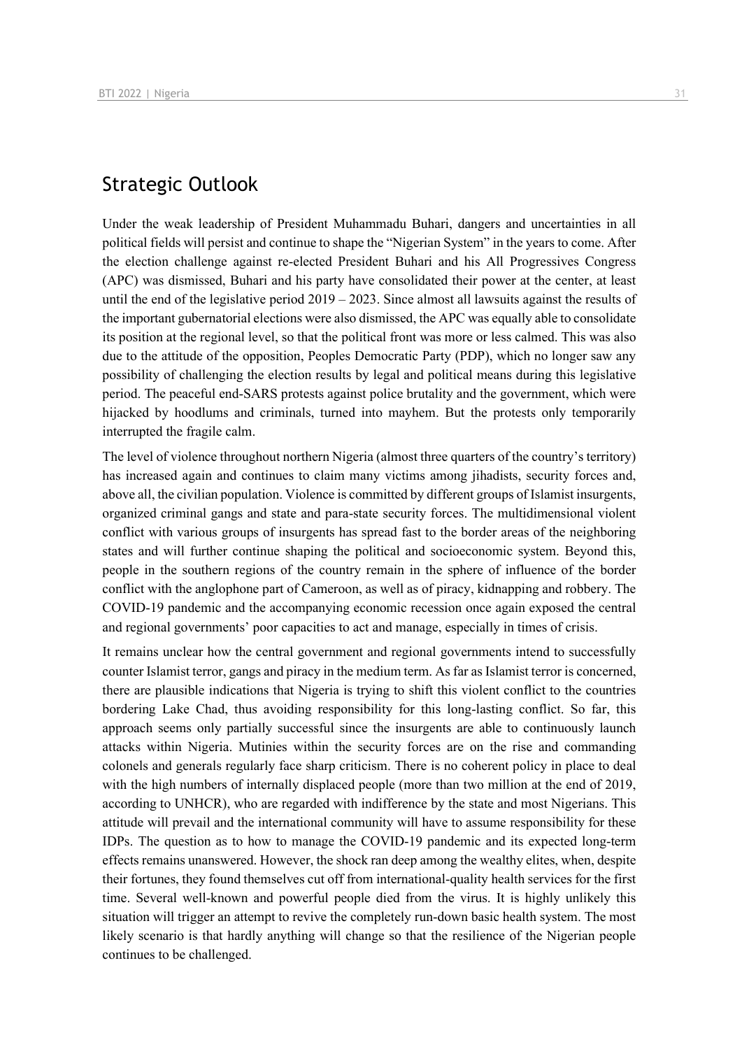## Strategic Outlook

Under the weak leadership of President Muhammadu Buhari, dangers and uncertainties in all political fields will persist and continue to shape the "Nigerian System" in the years to come. After the election challenge against re-elected President Buhari and his All Progressives Congress (APC) was dismissed, Buhari and his party have consolidated their power at the center, at least until the end of the legislative period 2019 – 2023. Since almost all lawsuits against the results of the important gubernatorial elections were also dismissed, the APC was equally able to consolidate its position at the regional level, so that the political front was more or less calmed. This was also due to the attitude of the opposition, Peoples Democratic Party (PDP), which no longer saw any possibility of challenging the election results by legal and political means during this legislative period. The peaceful end-SARS protests against police brutality and the government, which were hijacked by hoodlums and criminals, turned into mayhem. But the protests only temporarily interrupted the fragile calm.

The level of violence throughout northern Nigeria (almost three quarters of the country's territory) has increased again and continues to claim many victims among jihadists, security forces and, above all, the civilian population. Violence is committed by different groups of Islamist insurgents, organized criminal gangs and state and para-state security forces. The multidimensional violent conflict with various groups of insurgents has spread fast to the border areas of the neighboring states and will further continue shaping the political and socioeconomic system. Beyond this, people in the southern regions of the country remain in the sphere of influence of the border conflict with the anglophone part of Cameroon, as well as of piracy, kidnapping and robbery. The COVID-19 pandemic and the accompanying economic recession once again exposed the central and regional governments' poor capacities to act and manage, especially in times of crisis.

It remains unclear how the central government and regional governments intend to successfully counter Islamist terror, gangs and piracy in the medium term. As far as Islamist terror is concerned, there are plausible indications that Nigeria is trying to shift this violent conflict to the countries bordering Lake Chad, thus avoiding responsibility for this long-lasting conflict. So far, this approach seems only partially successful since the insurgents are able to continuously launch attacks within Nigeria. Mutinies within the security forces are on the rise and commanding colonels and generals regularly face sharp criticism. There is no coherent policy in place to deal with the high numbers of internally displaced people (more than two million at the end of 2019, according to UNHCR), who are regarded with indifference by the state and most Nigerians. This attitude will prevail and the international community will have to assume responsibility for these IDPs. The question as to how to manage the COVID-19 pandemic and its expected long-term effects remains unanswered. However, the shock ran deep among the wealthy elites, when, despite their fortunes, they found themselves cut off from international-quality health services for the first time. Several well-known and powerful people died from the virus. It is highly unlikely this situation will trigger an attempt to revive the completely run-down basic health system. The most likely scenario is that hardly anything will change so that the resilience of the Nigerian people continues to be challenged.